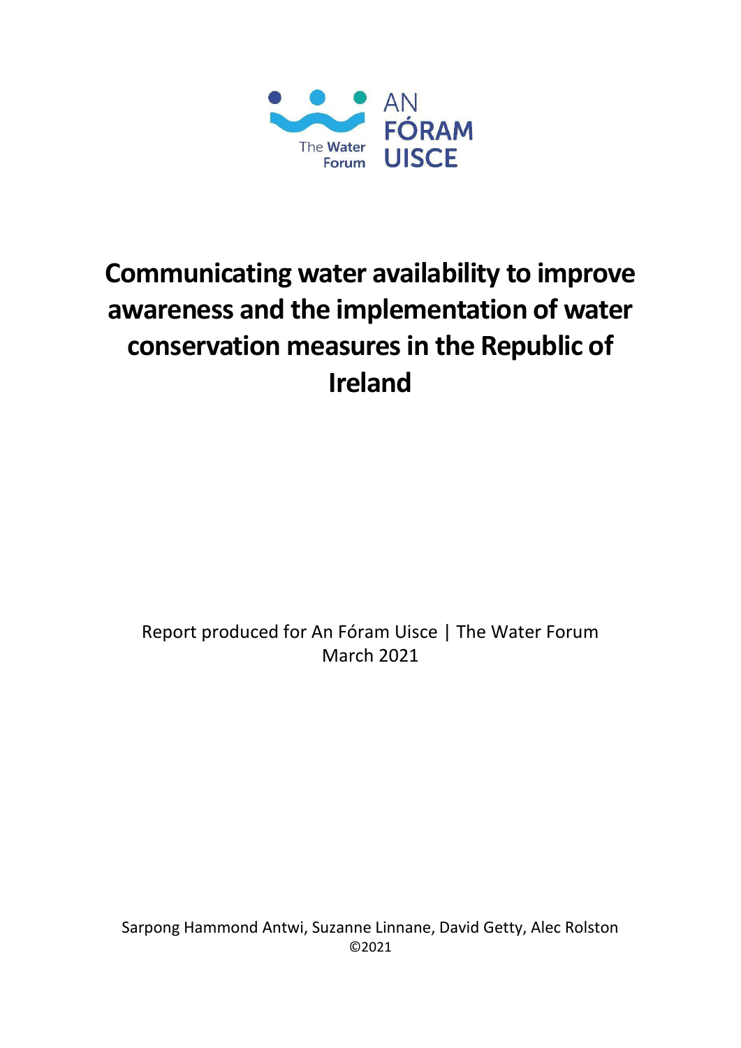AN FÓRAM UISCE

The Water Forum

# Communicating water availability to improve awareness and the implementation of water conservation measures in the Republic of Ireland

Report produced for An Fóram Uisce | The Water Forum
March 2021

Sarpong Hammond Antwi, Suzanne Linnane, David Getty, Alec Rolston
©2021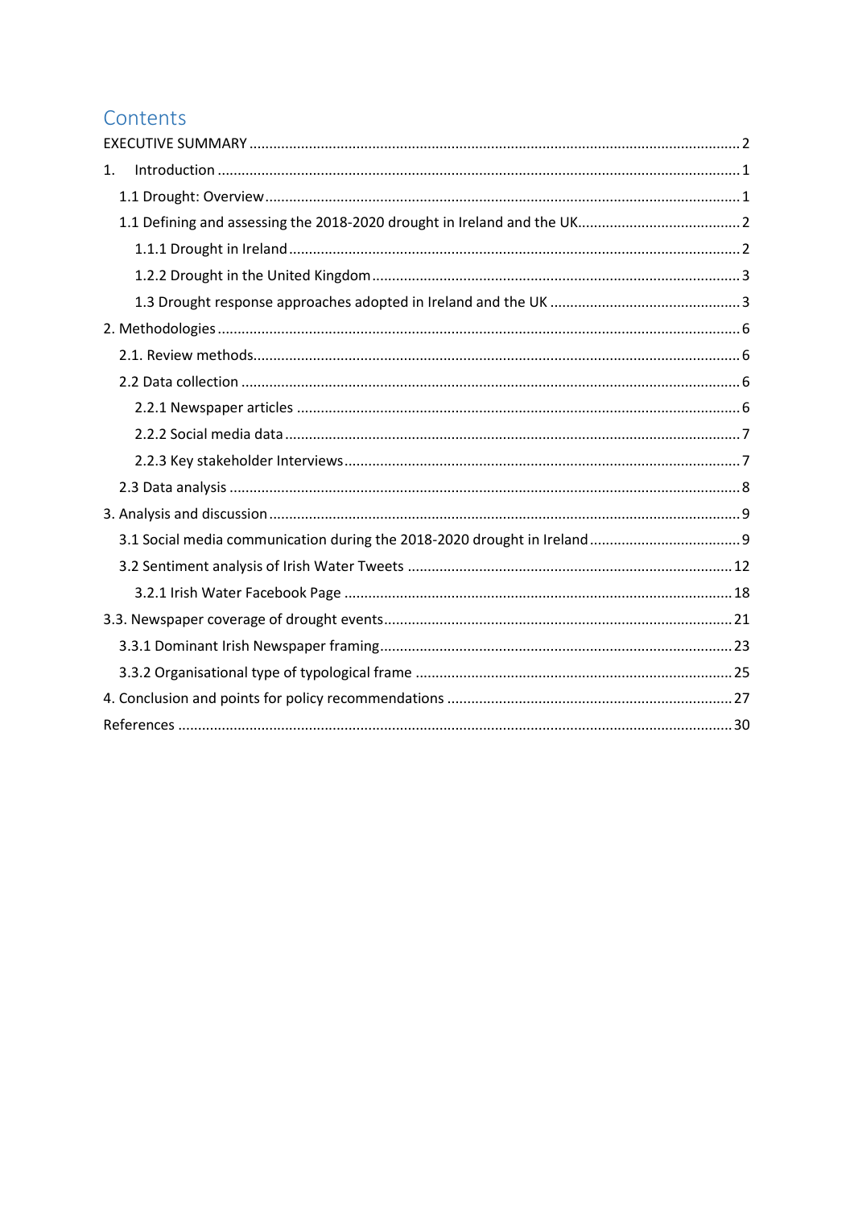# Contents

EXECUTIVE SUMMARY .......... 2

1. Introduction .......... 1

    1.1 Drought: Overview .......... 1

    1.1 Defining and assessing the 2018-2020 drought in Ireland and the UK .......... 2

        1.1.1 Drought in Ireland .......... 2

        1.2.2 Drought in the United Kingdom .......... 3

        1.3 Drought response approaches adopted in Ireland and the UK .......... 3

2. Methodologies .......... 6

    2.1. Review methods .......... 6

    2.2 Data collection .......... 6

        2.2.1 Newspaper articles .......... 6

        2.2.2 Social media data .......... 7

        2.2.3 Key stakeholder Interviews .......... 7

    2.3 Data analysis .......... 8

3. Analysis and discussion .......... 9

    3.1 Social media communication during the 2018-2020 drought in Ireland .......... 9

    3.2 Sentiment analysis of Irish Water Tweets .......... 12

        3.2.1 Irish Water Facebook Page .......... 18

3.3. Newspaper coverage of drought events .......... 21

    3.3.1 Dominant Irish Newspaper framing .......... 23

    3.3.2 Organisational type of typological frame .......... 25

4. Conclusion and points for policy recommendations .......... 27

References .......... 30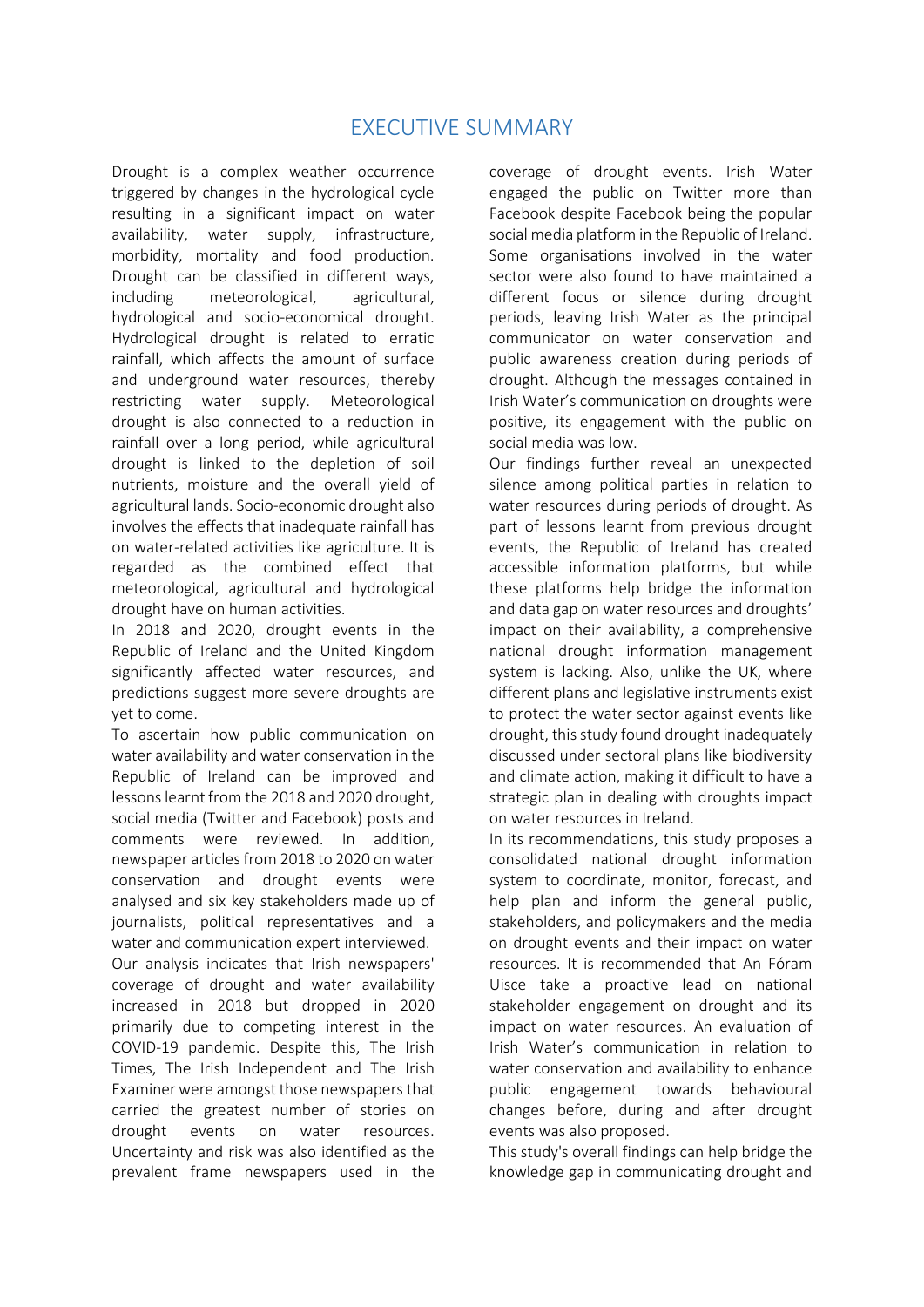# EXECUTIVE SUMMARY

Drought is a complex weather occurrence triggered by changes in the hydrological cycle resulting in a significant impact on water availability, water supply, infrastructure, morbidity, mortality and food production. Drought can be classified in different ways, including meteorological, agricultural, hydrological and socio-economical drought. Hydrological drought is related to erratic rainfall, which affects the amount of surface and underground water resources, thereby restricting water supply. Meteorological drought is also connected to a reduction in rainfall over a long period, while agricultural drought is linked to the depletion of soil nutrients, moisture and the overall yield of agricultural lands. Socio-economic drought also involves the effects that inadequate rainfall has on water-related activities like agriculture. It is regarded as the combined effect that meteorological, agricultural and hydrological drought have on human activities.

In 2018 and 2020, drought events in the Republic of Ireland and the United Kingdom significantly affected water resources, and predictions suggest more severe droughts are yet to come.

To ascertain how public communication on water availability and water conservation in the Republic of Ireland can be improved and lessons learnt from the 2018 and 2020 drought, social media (Twitter and Facebook) posts and comments were reviewed. In addition, newspaper articles from 2018 to 2020 on water conservation and drought events were analysed and six key stakeholders made up of journalists, political representatives and a water and communication expert interviewed.

Our analysis indicates that Irish newspapers' coverage of drought and water availability increased in 2018 but dropped in 2020 primarily due to competing interest in the COVID-19 pandemic. Despite this, The Irish Times, The Irish Independent and The Irish Examiner were amongst those newspapers that carried the greatest number of stories on drought events on water resources. Uncertainty and risk was also identified as the prevalent frame newspapers used in the coverage of drought events. Irish Water engaged the public on Twitter more than Facebook despite Facebook being the popular social media platform in the Republic of Ireland. Some organisations involved in the water sector were also found to have maintained a different focus or silence during drought periods, leaving Irish Water as the principal communicator on water conservation and public awareness creation during periods of drought. Although the messages contained in Irish Water's communication on droughts were positive, its engagement with the public on social media was low.

Our findings further reveal an unexpected silence among political parties in relation to water resources during periods of drought. As part of lessons learnt from previous drought events, the Republic of Ireland has created accessible information platforms, but while these platforms help bridge the information and data gap on water resources and droughts' impact on their availability, a comprehensive national drought information management system is lacking. Also, unlike the UK, where different plans and legislative instruments exist to protect the water sector against events like drought, this study found drought inadequately discussed under sectoral plans like biodiversity and climate action, making it difficult to have a strategic plan in dealing with droughts impact on water resources in Ireland.

In its recommendations, this study proposes a consolidated national drought information system to coordinate, monitor, forecast, and help plan and inform the general public, stakeholders, and policymakers and the media on drought events and their impact on water resources. It is recommended that An Fóram Uisce take a proactive lead on national stakeholder engagement on drought and its impact on water resources. An evaluation of Irish Water's communication in relation to water conservation and availability to enhance public engagement towards behavioural changes before, during and after drought events was also proposed.

This study's overall findings can help bridge the knowledge gap in communicating drought and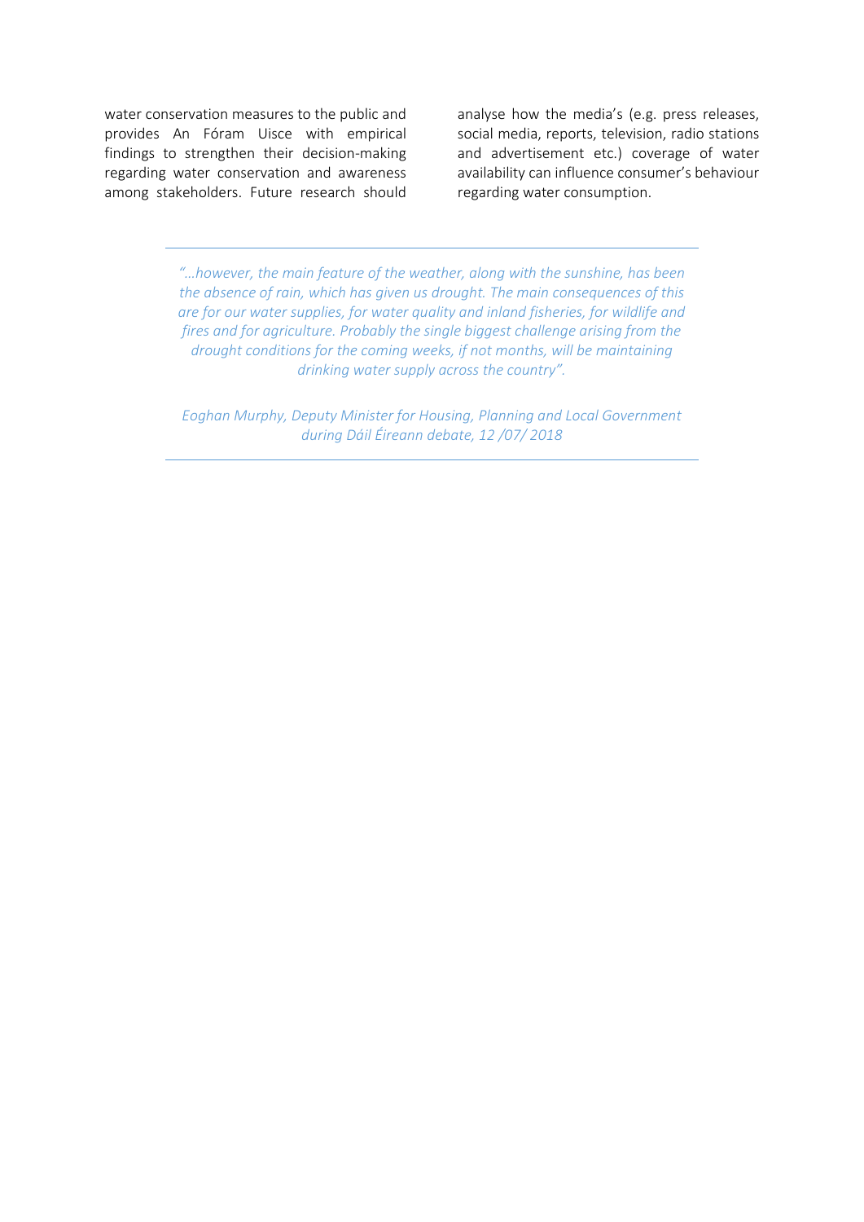water conservation measures to the public and provides An Fóram Uisce with empirical findings to strengthen their decision-making regarding water conservation and awareness among stakeholders. Future research should analyse how the media's (e.g. press releases, social media, reports, television, radio stations and advertisement etc.) coverage of water availability can influence consumer's behaviour regarding water consumption.

---

*"...however, the main feature of the weather, along with the sunshine, has been the absence of rain, which has given us drought. The main consequences of this are for our water supplies, for water quality and inland fisheries, for wildlife and fires and for agriculture. Probably the single biggest challenge arising from the drought conditions for the coming weeks, if not months, will be maintaining drinking water supply across the country".*

*Eoghan Murphy, Deputy Minister for Housing, Planning and Local Government during Dáil Éireann debate, 12 /07/ 2018*

---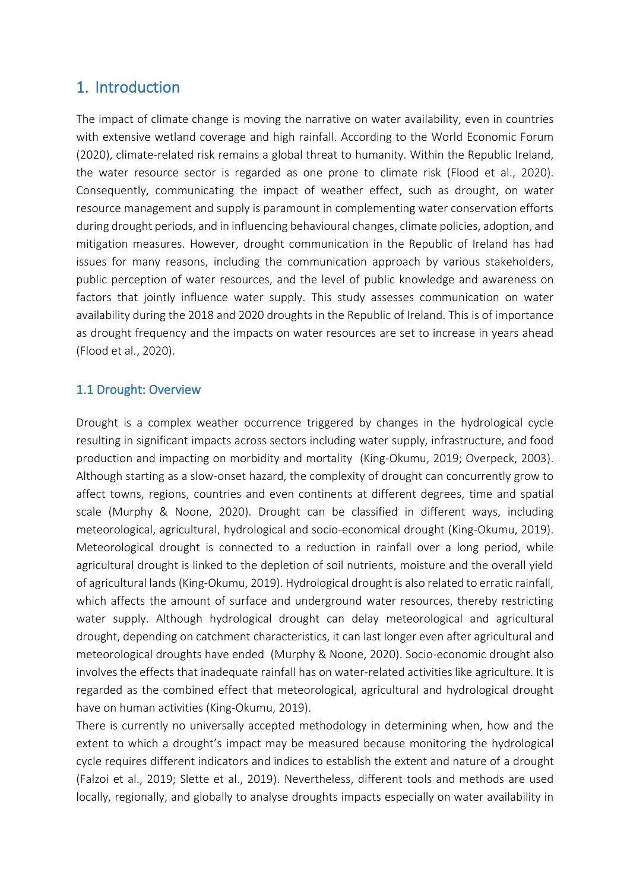# 1. Introduction

The impact of climate change is moving the narrative on water availability, even in countries with extensive wetland coverage and high rainfall. According to the World Economic Forum (2020), climate-related risk remains a global threat to humanity. Within the Republic Ireland, the water resource sector is regarded as one prone to climate risk (Flood et al., 2020). Consequently, communicating the impact of weather effect, such as drought, on water resource management and supply is paramount in complementing water conservation efforts during drought periods, and in influencing behavioural changes, climate policies, adoption, and mitigation measures. However, drought communication in the Republic of Ireland has had issues for many reasons, including the communication approach by various stakeholders, public perception of water resources, and the level of public knowledge and awareness on factors that jointly influence water supply. This study assesses communication on water availability during the 2018 and 2020 droughts in the Republic of Ireland. This is of importance as drought frequency and the impacts on water resources are set to increase in years ahead (Flood et al., 2020).

## 1.1 Drought: Overview

Drought is a complex weather occurrence triggered by changes in the hydrological cycle resulting in significant impacts across sectors including water supply, infrastructure, and food production and impacting on morbidity and mortality (King-Okumu, 2019; Overpeck, 2003). Although starting as a slow-onset hazard, the complexity of drought can concurrently grow to affect towns, regions, countries and even continents at different degrees, time and spatial scale (Murphy & Noone, 2020). Drought can be classified in different ways, including meteorological, agricultural, hydrological and socio-economical drought (King-Okumu, 2019). Meteorological drought is connected to a reduction in rainfall over a long period, while agricultural drought is linked to the depletion of soil nutrients, moisture and the overall yield of agricultural lands (King-Okumu, 2019). Hydrological drought is also related to erratic rainfall, which affects the amount of surface and underground water resources, thereby restricting water supply. Although hydrological drought can delay meteorological and agricultural drought, depending on catchment characteristics, it can last longer even after agricultural and meteorological droughts have ended (Murphy & Noone, 2020). Socio-economic drought also involves the effects that inadequate rainfall has on water-related activities like agriculture. It is regarded as the combined effect that meteorological, agricultural and hydrological drought have on human activities (King-Okumu, 2019).

There is currently no universally accepted methodology in determining when, how and the extent to which a drought's impact may be measured because monitoring the hydrological cycle requires different indicators and indices to establish the extent and nature of a drought (Falzoi et al., 2019; Slette et al., 2019). Nevertheless, different tools and methods are used locally, regionally, and globally to analyse droughts impacts especially on water availability in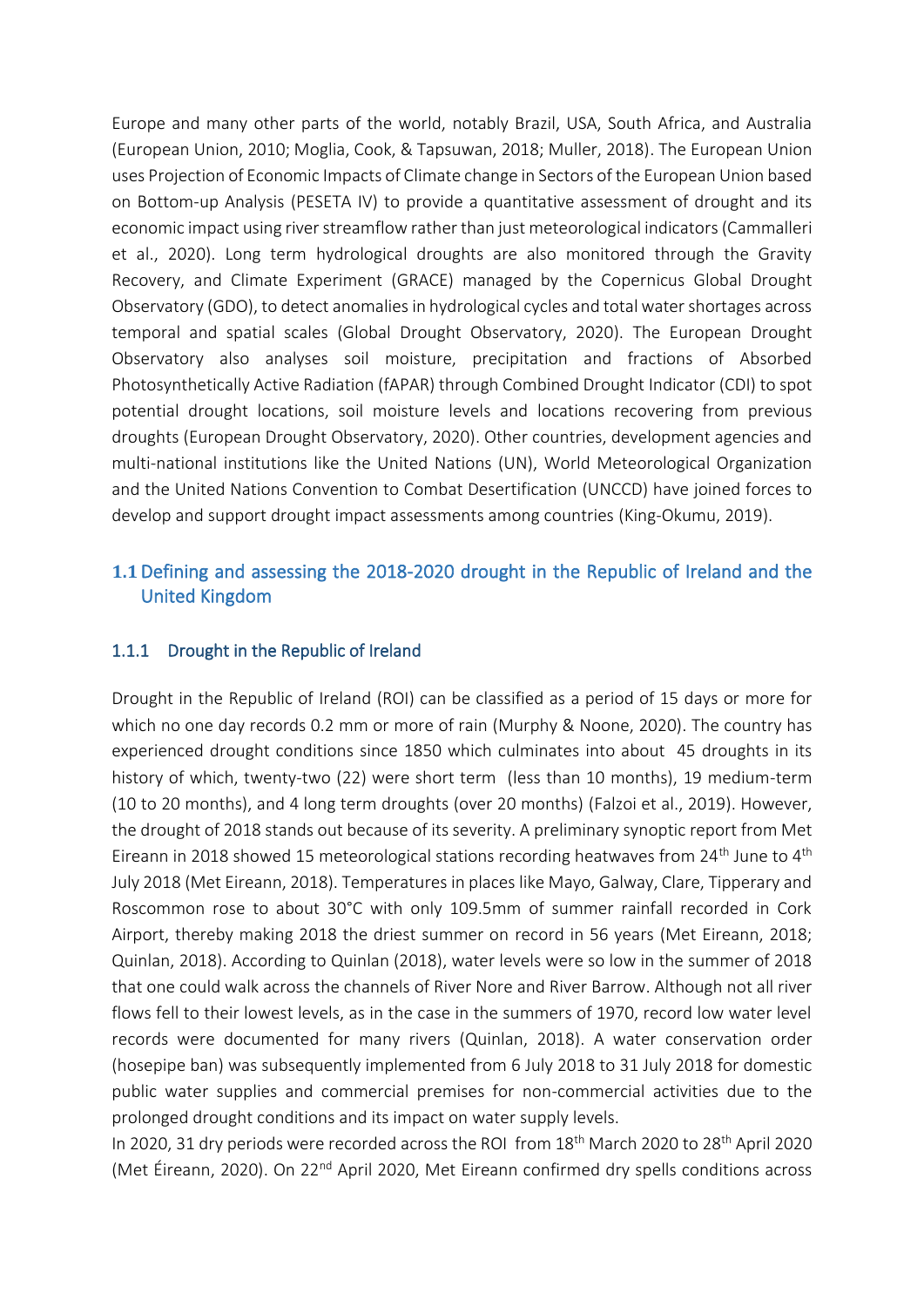Europe and many other parts of the world, notably Brazil, USA, South Africa, and Australia (European Union, 2010; Moglia, Cook, & Tapsuwan, 2018; Muller, 2018). The European Union uses Projection of Economic Impacts of Climate change in Sectors of the European Union based on Bottom-up Analysis (PESETA IV) to provide a quantitative assessment of drought and its economic impact using river streamflow rather than just meteorological indicators (Cammalleri et al., 2020). Long term hydrological droughts are also monitored through the Gravity Recovery, and Climate Experiment (GRACE) managed by the Copernicus Global Drought Observatory (GDO), to detect anomalies in hydrological cycles and total water shortages across temporal and spatial scales (Global Drought Observatory, 2020). The European Drought Observatory also analyses soil moisture, precipitation and fractions of Absorbed Photosynthetically Active Radiation (fAPAR) through Combined Drought Indicator (CDI) to spot potential drought locations, soil moisture levels and locations recovering from previous droughts (European Drought Observatory, 2020). Other countries, development agencies and multi-national institutions like the United Nations (UN), World Meteorological Organization and the United Nations Convention to Combat Desertification (UNCCD) have joined forces to develop and support drought impact assessments among countries (King-Okumu, 2019).

## 1.1 Defining and assessing the 2018-2020 drought in the Republic of Ireland and the United Kingdom

### 1.1.1 Drought in the Republic of Ireland

Drought in the Republic of Ireland (ROI) can be classified as a period of 15 days or more for which no one day records 0.2 mm or more of rain (Murphy & Noone, 2020). The country has experienced drought conditions since 1850 which culminates into about 45 droughts in its history of which, twenty-two (22) were short term (less than 10 months), 19 medium-term (10 to 20 months), and 4 long term droughts (over 20 months) (Falzoi et al., 2019). However, the drought of 2018 stands out because of its severity. A preliminary synoptic report from Met Eireann in 2018 showed 15 meteorological stations recording heatwaves from 24th June to 4th July 2018 (Met Eireann, 2018). Temperatures in places like Mayo, Galway, Clare, Tipperary and Roscommon rose to about 30°C with only 109.5mm of summer rainfall recorded in Cork Airport, thereby making 2018 the driest summer on record in 56 years (Met Eireann, 2018; Quinlan, 2018). According to Quinlan (2018), water levels were so low in the summer of 2018 that one could walk across the channels of River Nore and River Barrow. Although not all river flows fell to their lowest levels, as in the case in the summers of 1970, record low water level records were documented for many rivers (Quinlan, 2018). A water conservation order (hosepipe ban) was subsequently implemented from 6 July 2018 to 31 July 2018 for domestic public water supplies and commercial premises for non-commercial activities due to the prolonged drought conditions and its impact on water supply levels.

In 2020, 31 dry periods were recorded across the ROI from 18th March 2020 to 28th April 2020 (Met Éireann, 2020). On 22nd April 2020, Met Eireann confirmed dry spells conditions across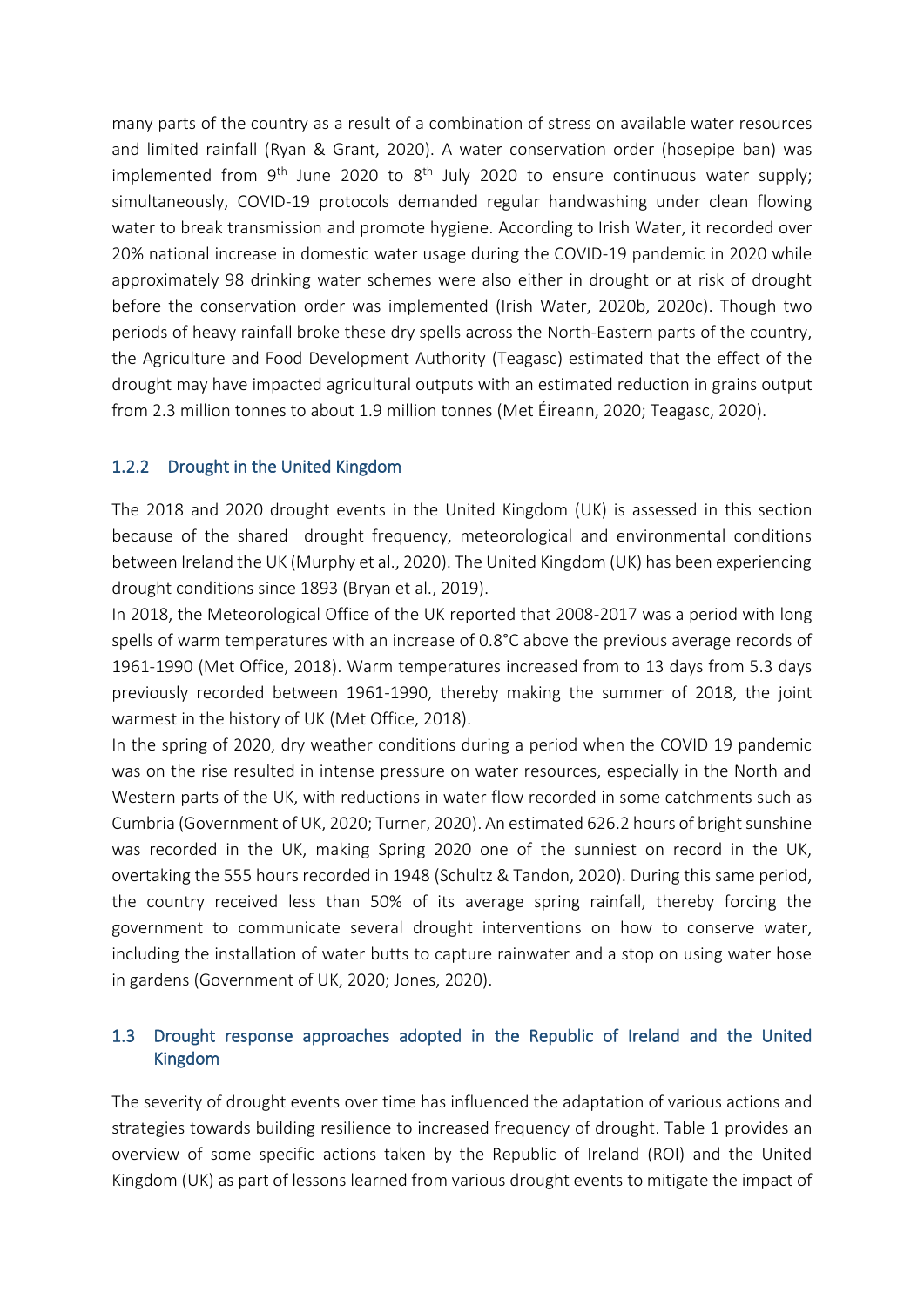many parts of the country as a result of a combination of stress on available water resources and limited rainfall (Ryan & Grant, 2020). A water conservation order (hosepipe ban) was implemented from 9th June 2020 to 8th July 2020 to ensure continuous water supply; simultaneously, COVID-19 protocols demanded regular handwashing under clean flowing water to break transmission and promote hygiene. According to Irish Water, it recorded over 20% national increase in domestic water usage during the COVID-19 pandemic in 2020 while approximately 98 drinking water schemes were also either in drought or at risk of drought before the conservation order was implemented (Irish Water, 2020b, 2020c). Though two periods of heavy rainfall broke these dry spells across the North-Eastern parts of the country, the Agriculture and Food Development Authority (Teagasc) estimated that the effect of the drought may have impacted agricultural outputs with an estimated reduction in grains output from 2.3 million tonnes to about 1.9 million tonnes (Met Éireann, 2020; Teagasc, 2020).

### 1.2.2 Drought in the United Kingdom

The 2018 and 2020 drought events in the United Kingdom (UK) is assessed in this section because of the shared drought frequency, meteorological and environmental conditions between Ireland the UK (Murphy et al., 2020). The United Kingdom (UK) has been experiencing drought conditions since 1893 (Bryan et al., 2019).

In 2018, the Meteorological Office of the UK reported that 2008-2017 was a period with long spells of warm temperatures with an increase of 0.8°C above the previous average records of 1961-1990 (Met Office, 2018). Warm temperatures increased from to 13 days from 5.3 days previously recorded between 1961-1990, thereby making the summer of 2018, the joint warmest in the history of UK (Met Office, 2018).

In the spring of 2020, dry weather conditions during a period when the COVID 19 pandemic was on the rise resulted in intense pressure on water resources, especially in the North and Western parts of the UK, with reductions in water flow recorded in some catchments such as Cumbria (Government of UK, 2020; Turner, 2020). An estimated 626.2 hours of bright sunshine was recorded in the UK, making Spring 2020 one of the sunniest on record in the UK, overtaking the 555 hours recorded in 1948 (Schultz & Tandon, 2020). During this same period, the country received less than 50% of its average spring rainfall, thereby forcing the government to communicate several drought interventions on how to conserve water, including the installation of water butts to capture rainwater and a stop on using water hose in gardens (Government of UK, 2020; Jones, 2020).

## 1.3 Drought response approaches adopted in the Republic of Ireland and the United Kingdom

The severity of drought events over time has influenced the adaptation of various actions and strategies towards building resilience to increased frequency of drought. Table 1 provides an overview of some specific actions taken by the Republic of Ireland (ROI) and the United Kingdom (UK) as part of lessons learned from various drought events to mitigate the impact of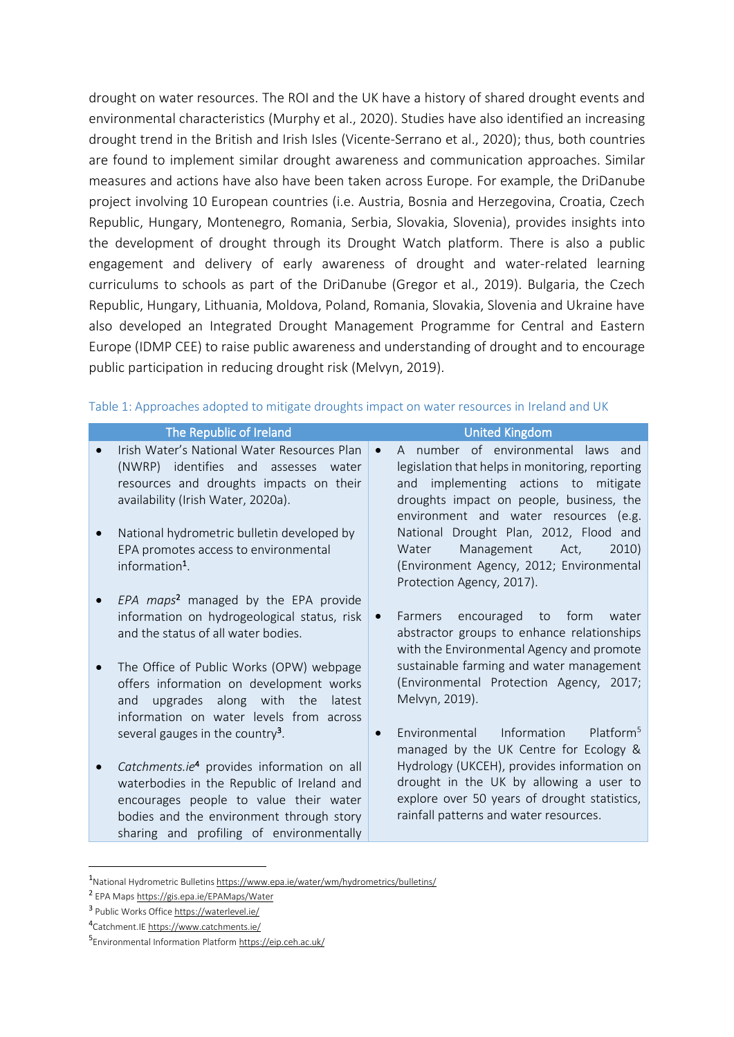drought on water resources. The ROI and the UK have a history of shared drought events and environmental characteristics (Murphy et al., 2020). Studies have also identified an increasing drought trend in the British and Irish Isles (Vicente-Serrano et al., 2020); thus, both countries are found to implement similar drought awareness and communication approaches. Similar measures and actions have also have been taken across Europe. For example, the DriDanube project involving 10 European countries (i.e. Austria, Bosnia and Herzegovina, Croatia, Czech Republic, Hungary, Montenegro, Romania, Serbia, Slovakia, Slovenia), provides insights into the development of drought through its Drought Watch platform. There is also a public engagement and delivery of early awareness of drought and water-related learning curriculums to schools as part of the DriDanube (Gregor et al., 2019). Bulgaria, the Czech Republic, Hungary, Lithuania, Moldova, Poland, Romania, Slovakia, Slovenia and Ukraine have also developed an Integrated Drought Management Programme for Central and Eastern Europe (IDMP CEE) to raise public awareness and understanding of drought and to encourage public participation in reducing drought risk (Melvyn, 2019).

Table 1: Approaches adopted to mitigate droughts impact on water resources in Ireland and UK

| The Republic of Ireland | United Kingdom |
|---|---|
| • Irish Water's National Water Resources Plan (NWRP) identifies and assesses water resources and droughts impacts on their availability (Irish Water, 2020a).<br><br>• National hydrometric bulletin developed by EPA promotes access to environmental information[1].<br><br>• *EPA maps*[2] managed by the EPA provide information on hydrogeological status, risk and the status of all water bodies.<br><br>• The Office of Public Works (OPW) webpage offers information on development works and upgrades along with the latest information on water levels from across several gauges in the country[3].<br><br>• *Catchments.ie*[4] provides information on all waterbodies in the Republic of Ireland and encourages people to value their water bodies and the environment through story sharing and profiling of environmentally | • A number of environmental laws and legislation that helps in monitoring, reporting and implementing actions to mitigate droughts impact on people, business, the environment and water resources (e.g. National Drought Plan, 2012, Flood and Water Management Act, 2010) (Environment Agency, 2012; Environmental Protection Agency, 2017).<br><br>• Farmers encouraged to form water abstractor groups to enhance relationships with the Environmental Agency and promote sustainable farming and water management (Environmental Protection Agency, 2017; Melvyn, 2019).<br><br>• Environmental Information Platform[5] managed by the UK Centre for Ecology & Hydrology (UKCEH), provides information on drought in the UK by allowing a user to explore over 50 years of drought statistics, rainfall patterns and water resources. |

[1] National Hydrometric Bulletins https://www.epa.ie/water/wm/hydrometrics/bulletins/

[2] EPA Maps https://gis.epa.ie/EPAMaps/Water

[3] Public Works Office https://waterlevel.ie/

[4] Catchment.IE https://www.catchments.ie/

[5] Environmental Information Platform https://eip.ceh.ac.uk/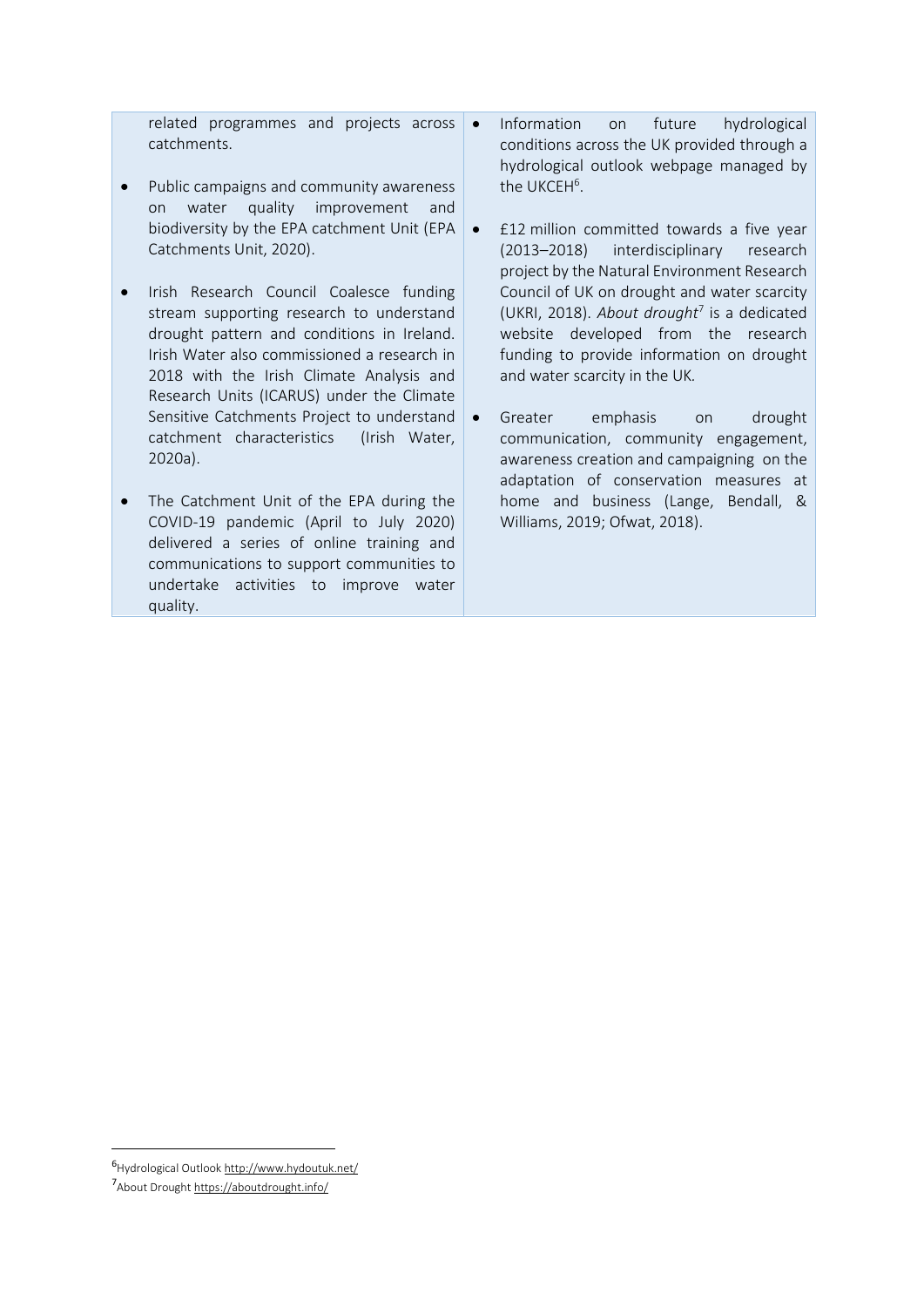| | |
|---|---|
| related programmes and projects across catchments.<br><br>• Public campaigns and community awareness on water quality improvement and biodiversity by the EPA catchment Unit (EPA Catchments Unit, 2020).<br><br>• Irish Research Council Coalesce funding stream supporting research to understand drought pattern and conditions in Ireland. Irish Water also commissioned a research in 2018 with the Irish Climate Analysis and Research Units (ICARUS) under the Climate Sensitive Catchments Project to understand catchment characteristics (Irish Water, 2020a).<br><br>• The Catchment Unit of the EPA during the COVID-19 pandemic (April to July 2020) delivered a series of online training and communications to support communities to undertake activities to improve water quality. | • Information on future hydrological conditions across the UK provided through a hydrological outlook webpage managed by the UKCEH[6].<br><br>• £12 million committed towards a five year (2013–2018) interdisciplinary research project by the Natural Environment Research Council of UK on drought and water scarcity (UKRI, 2018). *About drought*[7] is a dedicated website developed from the research funding to provide information on drought and water scarcity in the UK.<br><br>• Greater emphasis on drought communication, community engagement, awareness creation and campaigning on the adaptation of conservation measures at home and business (Lange, Bendall, & Williams, 2019; Ofwat, 2018). |

[6] Hydrological Outlook http://www.hydoutuk.net/

[7] About Drought https://aboutdrought.info/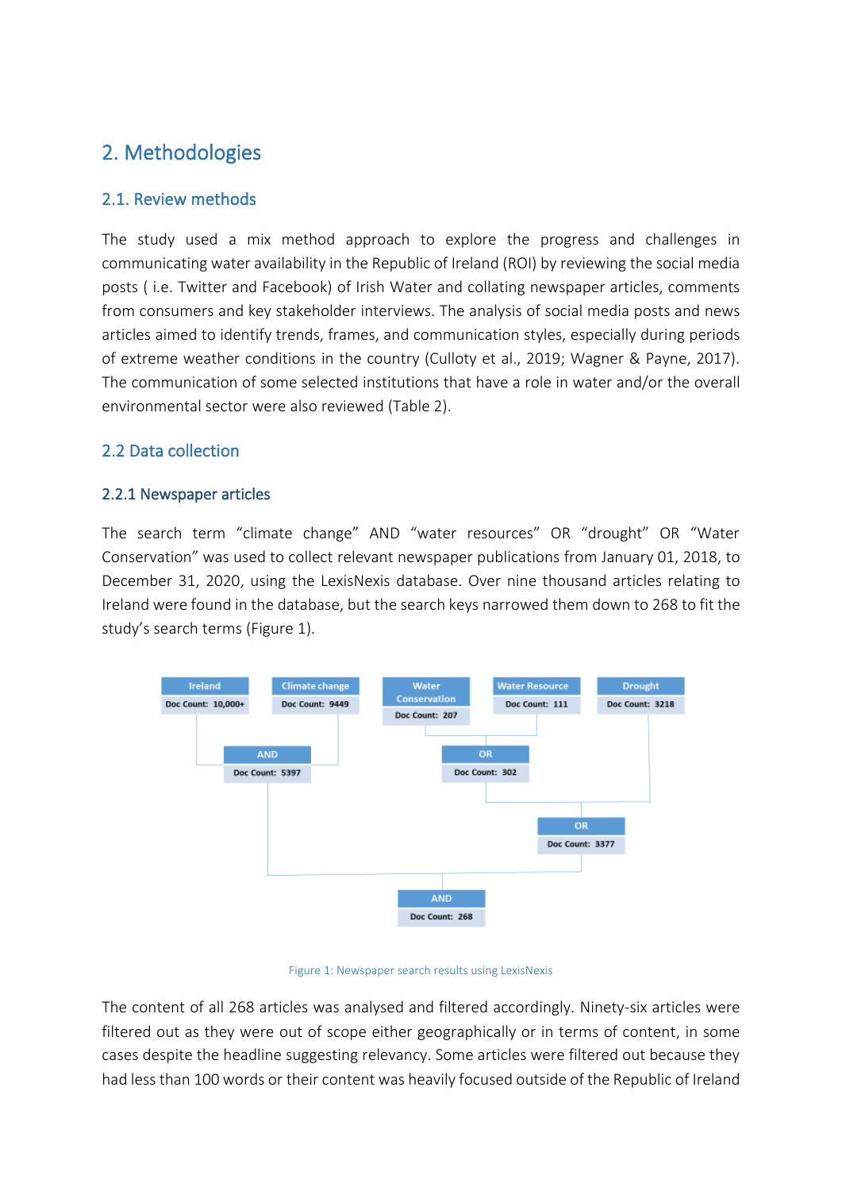# 2. Methodologies

## 2.1. Review methods

The study used a mix method approach to explore the progress and challenges in communicating water availability in the Republic of Ireland (ROI) by reviewing the social media posts ( i.e. Twitter and Facebook) of Irish Water and collating newspaper articles, comments from consumers and key stakeholder interviews. The analysis of social media posts and news articles aimed to identify trends, frames, and communication styles, especially during periods of extreme weather conditions in the country (Culloty et al., 2019; Wagner & Payne, 2017). The communication of some selected institutions that have a role in water and/or the overall environmental sector were also reviewed (Table 2).

## 2.2 Data collection

### 2.2.1 Newspaper articles

The search term "climate change" AND "water resources" OR "drought" OR "Water Conservation" was used to collect relevant newspaper publications from January 01, 2018, to December 31, 2020, using the LexisNexis database. Over nine thousand articles relating to Ireland were found in the database, but the search keys narrowed them down to 268 to fit the study's search terms (Figure 1).

Figure 1: Newspaper search results using LexisNexis

The content of all 268 articles was analysed and filtered accordingly. Ninety-six articles were filtered out as they were out of scope either geographically or in terms of content, in some cases despite the headline suggesting relevancy. Some articles were filtered out because they had less than 100 words or their content was heavily focused outside of the Republic of Ireland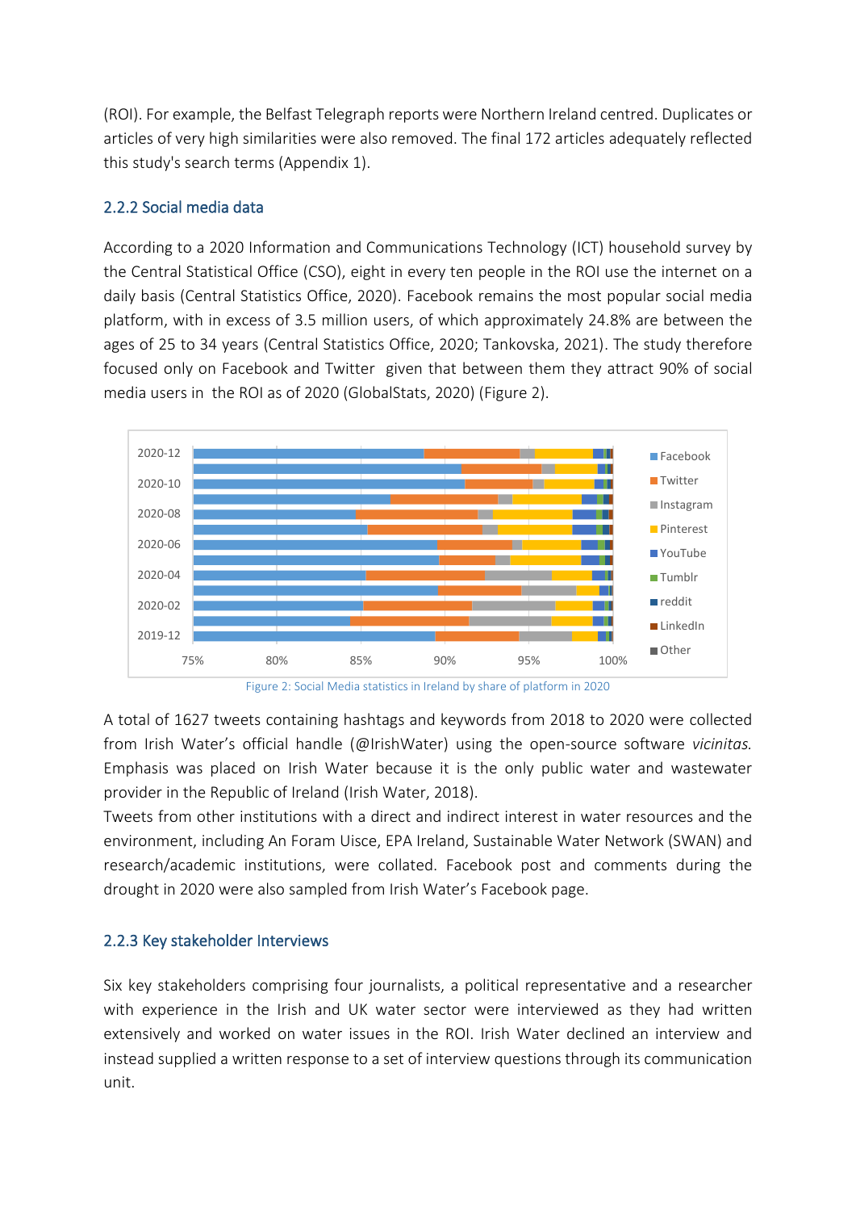(ROI). For example, the Belfast Telegraph reports were Northern Ireland centred. Duplicates or articles of very high similarities were also removed. The final 172 articles adequately reflected this study's search terms (Appendix 1).

### 2.2.2 Social media data

According to a 2020 Information and Communications Technology (ICT) household survey by the Central Statistical Office (CSO), eight in every ten people in the ROI use the internet on a daily basis (Central Statistics Office, 2020). Facebook remains the most popular social media platform, with in excess of 3.5 million users, of which approximately 24.8% are between the ages of 25 to 34 years (Central Statistics Office, 2020; Tankovska, 2021). The study therefore focused only on Facebook and Twitter given that between them they attract 90% of social media users in the ROI as of 2020 (GlobalStats, 2020) (Figure 2).

Figure 2: Social Media statistics in Ireland by share of platform in 2020

A total of 1627 tweets containing hashtags and keywords from 2018 to 2020 were collected from Irish Water's official handle (@IrishWater) using the open-source software *vicinitas.* Emphasis was placed on Irish Water because it is the only public water and wastewater provider in the Republic of Ireland (Irish Water, 2018).

Tweets from other institutions with a direct and indirect interest in water resources and the environment, including An Foram Uisce, EPA Ireland, Sustainable Water Network (SWAN) and research/academic institutions, were collated. Facebook post and comments during the drought in 2020 were also sampled from Irish Water's Facebook page.

### 2.2.3 Key stakeholder Interviews

Six key stakeholders comprising four journalists, a political representative and a researcher with experience in the Irish and UK water sector were interviewed as they had written extensively and worked on water issues in the ROI. Irish Water declined an interview and instead supplied a written response to a set of interview questions through its communication unit.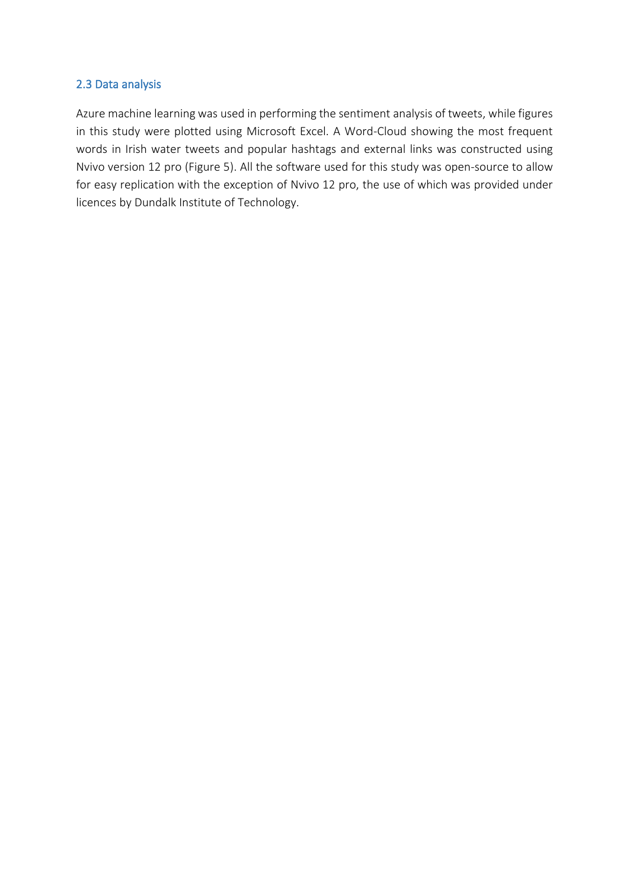### 2.3 Data analysis

Azure machine learning was used in performing the sentiment analysis of tweets, while figures in this study were plotted using Microsoft Excel. A Word-Cloud showing the most frequent words in Irish water tweets and popular hashtags and external links was constructed using Nvivo version 12 pro (Figure 5). All the software used for this study was open-source to allow for easy replication with the exception of Nvivo 12 pro, the use of which was provided under licences by Dundalk Institute of Technology.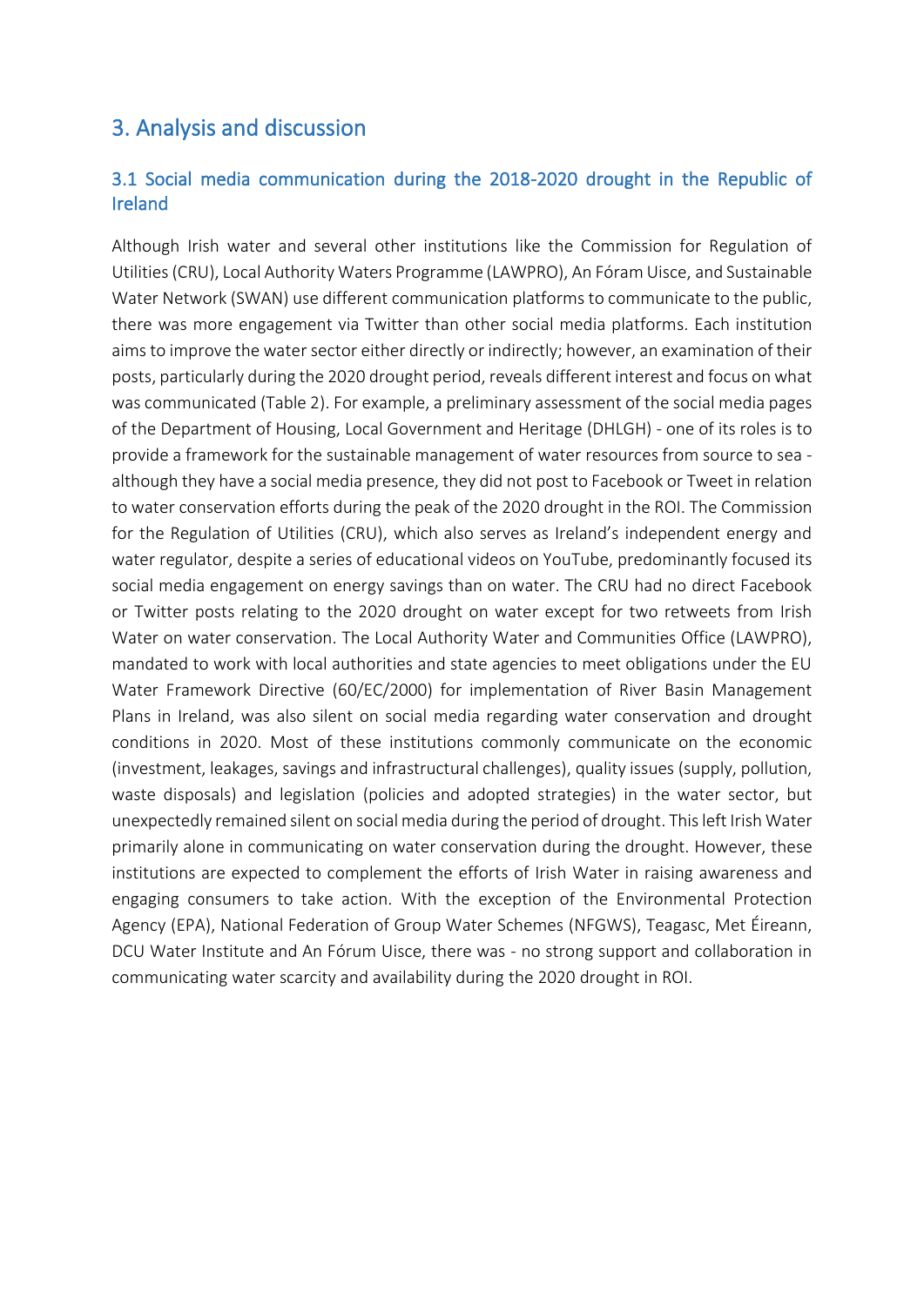## 3. Analysis and discussion

### 3.1 Social media communication during the 2018-2020 drought in the Republic of Ireland

Although Irish water and several other institutions like the Commission for Regulation of Utilities (CRU), Local Authority Waters Programme (LAWPRO), An Fóram Uisce, and Sustainable Water Network (SWAN) use different communication platforms to communicate to the public, there was more engagement via Twitter than other social media platforms. Each institution aims to improve the water sector either directly or indirectly; however, an examination of their posts, particularly during the 2020 drought period, reveals different interest and focus on what was communicated (Table 2). For example, a preliminary assessment of the social media pages of the Department of Housing, Local Government and Heritage (DHLGH) - one of its roles is to provide a framework for the sustainable management of water resources from source to sea - although they have a social media presence, they did not post to Facebook or Tweet in relation to water conservation efforts during the peak of the 2020 drought in the ROI. The Commission for the Regulation of Utilities (CRU), which also serves as Ireland's independent energy and water regulator, despite a series of educational videos on YouTube, predominantly focused its social media engagement on energy savings than on water. The CRU had no direct Facebook or Twitter posts relating to the 2020 drought on water except for two retweets from Irish Water on water conservation. The Local Authority Water and Communities Office (LAWPRO), mandated to work with local authorities and state agencies to meet obligations under the EU Water Framework Directive (60/EC/2000) for implementation of River Basin Management Plans in Ireland, was also silent on social media regarding water conservation and drought conditions in 2020. Most of these institutions commonly communicate on the economic (investment, leakages, savings and infrastructural challenges), quality issues (supply, pollution, waste disposals) and legislation (policies and adopted strategies) in the water sector, but unexpectedly remained silent on social media during the period of drought. This left Irish Water primarily alone in communicating on water conservation during the drought. However, these institutions are expected to complement the efforts of Irish Water in raising awareness and engaging consumers to take action. With the exception of the Environmental Protection Agency (EPA), National Federation of Group Water Schemes (NFGWS), Teagasc, Met Éireann, DCU Water Institute and An Fórum Uisce, there was - no strong support and collaboration in communicating water scarcity and availability during the 2020 drought in ROI.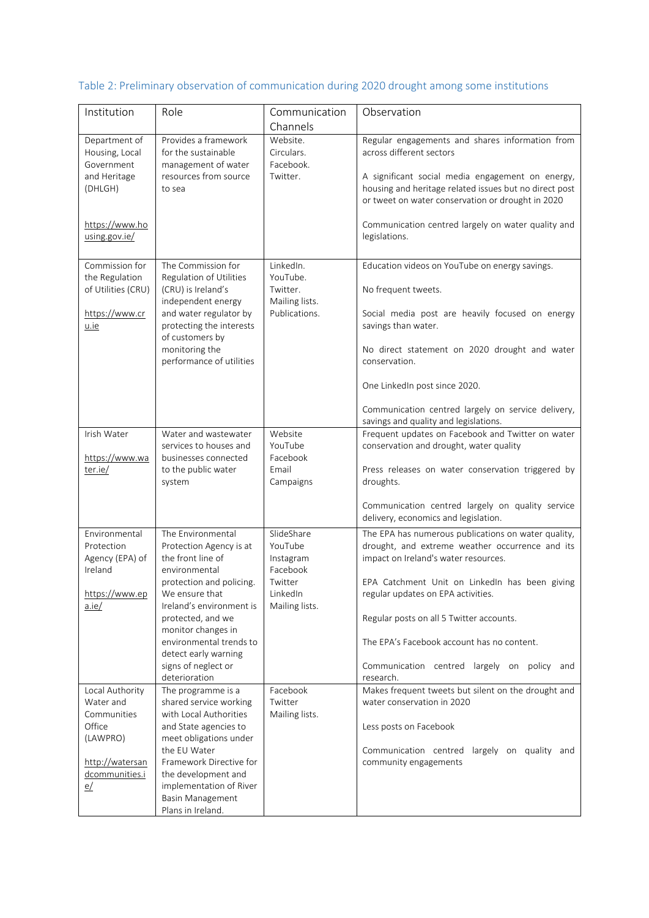Table 2: Preliminary observation of communication during 2020 drought among some institutions

| Institution | Role | Communication Channels | Observation |
|---|---|---|---|
| Department of Housing, Local Government and Heritage (DHLGH)<br><br>https://www.housing.gov.ie/ | Provides a framework for the sustainable management of water resources from source to sea | Website.<br>Circulars.<br>Facebook.<br>Twitter. | Regular engagements and shares information from across different sectors<br><br>A significant social media engagement on energy, housing and heritage related issues but no direct post or tweet on water conservation or drought in 2020<br><br>Communication centred largely on water quality and legislations. |
| Commission for the Regulation of Utilities (CRU)<br><br>https://www.cru.ie | The Commission for Regulation of Utilities (CRU) is Ireland's independent energy and water regulator by protecting the interests of customers by monitoring the performance of utilities | LinkedIn.<br>YouTube.<br>Twitter.<br>Mailing lists.<br>Publications. | Education videos on YouTube on energy savings.<br><br>No frequent tweets.<br><br>Social media post are heavily focused on energy savings than water.<br><br>No direct statement on 2020 drought and water conservation.<br><br>One LinkedIn post since 2020.<br><br>Communication centred largely on service delivery, savings and quality and legislations. |
| Irish Water<br><br>https://www.water.ie/ | Water and wastewater services to houses and businesses connected to the public water system | Website<br>YouTube<br>Facebook<br>Email<br>Campaigns | Frequent updates on Facebook and Twitter on water conservation and drought, water quality<br><br>Press releases on water conservation triggered by droughts.<br><br>Communication centred largely on quality service delivery, economics and legislation. |
| Environmental Protection Agency (EPA) of Ireland<br><br>https://www.epa.ie/ | The Environmental Protection Agency is at the front line of environmental protection and policing. We ensure that Ireland's environment is protected, and we monitor changes in environmental trends to detect early warning signs of neglect or deterioration | SlideShare<br>YouTube<br>Instagram<br>Facebook<br>Twitter<br>LinkedIn<br>Mailing lists. | The EPA has numerous publications on water quality, drought, and extreme weather occurrence and its impact on Ireland's water resources.<br><br>EPA Catchment Unit on LinkedIn has been giving regular updates on EPA activities.<br><br>Regular posts on all 5 Twitter accounts.<br><br>The EPA's Facebook account has no content.<br><br>Communication centred largely on policy and research. |
| Local Authority Water and Communities Office (LAWPRO)<br><br>http://watersandcommunities.ie/ | The programme is a shared service working with Local Authorities and State agencies to meet obligations under the EU Water Framework Directive for the development and implementation of River Basin Management Plans in Ireland. | Facebook<br>Twitter<br>Mailing lists. | Makes frequent tweets but silent on the drought and water conservation in 2020<br><br>Less posts on Facebook<br><br>Communication centred largely on quality and community engagements |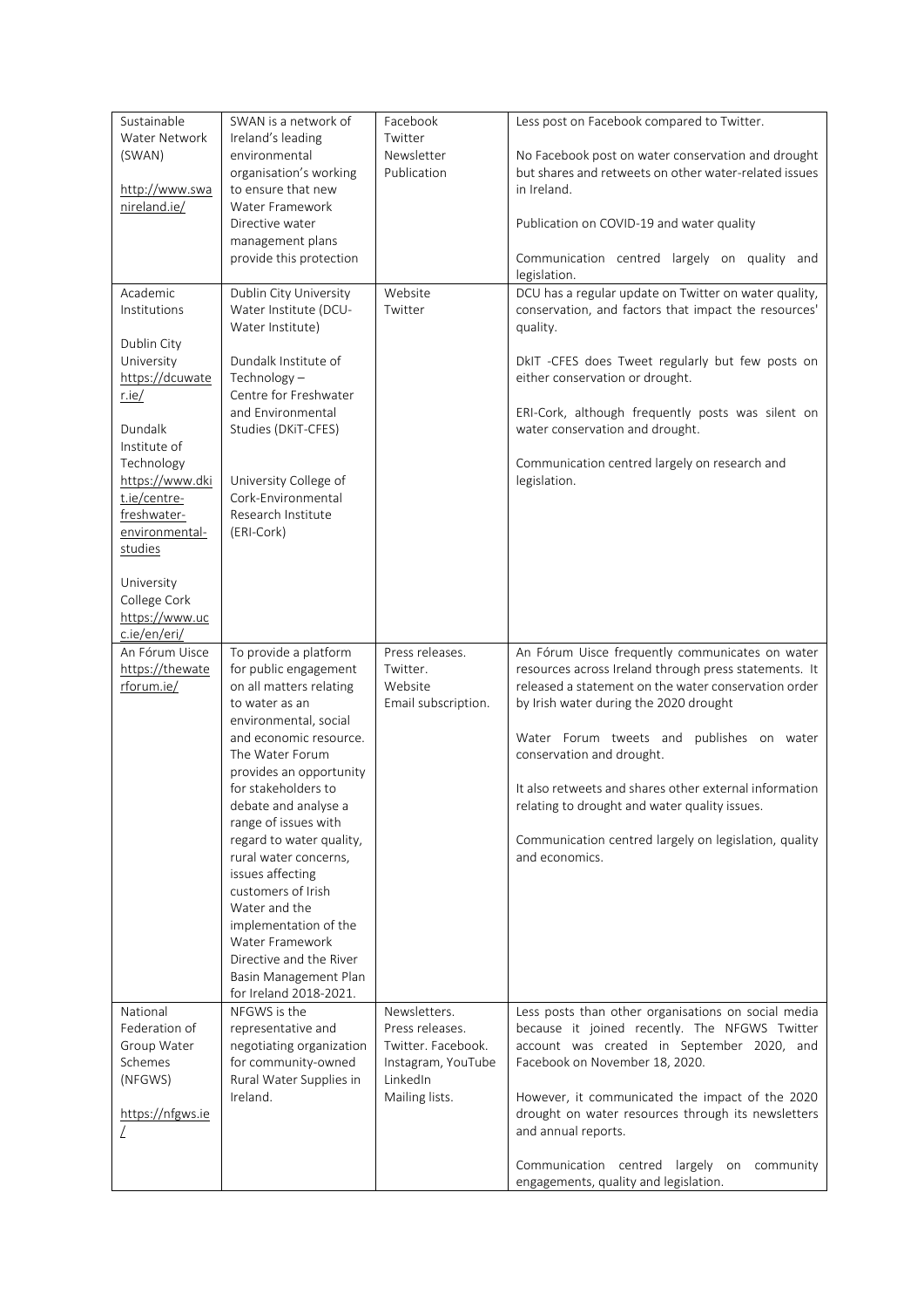| | | | |
|---|---|---|---|
| Sustainable Water Network (SWAN)<br><br>http://www.swanireland.ie/ | SWAN is a network of Ireland's leading environmental organisation's working to ensure that new Water Framework Directive water management plans provide this protection | Facebook<br>Twitter<br>Newsletter<br>Publication | Less post on Facebook compared to Twitter.<br><br>No Facebook post on water conservation and drought but shares and retweets on other water-related issues in Ireland.<br><br>Publication on COVID-19 and water quality<br><br>Communication centred largely on quality and legislation. |
| Academic Institutions<br><br>Dublin City University<br>https://dcuwater.ie/<br><br>Dundalk Institute of Technology<br>https://www.dkit.ie/centre-freshwater-environmental-studies<br><br>University College Cork<br>https://www.ucc.ie/en/eri/ | Dublin City University Water Institute (DCU-Water Institute)<br><br>Dundalk Institute of Technology – Centre for Freshwater and Environmental Studies (DKiT-CFES)<br><br>University College of Cork-Environmental Research Institute (ERI-Cork) | Website<br>Twitter | DCU has a regular update on Twitter on water quality, conservation, and factors that impact the resources' quality.<br><br>DkIT -CFES does Tweet regularly but few posts on either conservation or drought.<br><br>ERI-Cork, although frequently posts was silent on water conservation and drought.<br><br>Communication centred largely on research and legislation. |
| An Fórum Uisce<br>https://thewaterforum.ie/ | To provide a platform for public engagement on all matters relating to water as an environmental, social and economic resource. The Water Forum provides an opportunity for stakeholders to debate and analyse a range of issues with regard to water quality, rural water concerns, issues affecting customers of Irish Water and the implementation of the Water Framework Directive and the River Basin Management Plan for Ireland 2018-2021. | Press releases.<br>Twitter.<br>Website<br>Email subscription. | An Fórum Uisce frequently communicates on water resources across Ireland through press statements. It released a statement on the water conservation order by Irish water during the 2020 drought<br><br>Water Forum tweets and publishes on water conservation and drought.<br><br>It also retweets and shares other external information relating to drought and water quality issues.<br><br>Communication centred largely on legislation, quality and economics. |
| National Federation of Group Water Schemes (NFGWS)<br><br>https://nfgws.ie/ | NFGWS is the representative and negotiating organization for community-owned Rural Water Supplies in Ireland. | Newsletters.<br>Press releases.<br>Twitter. Facebook.<br>Instagram, YouTube<br>LinkedIn<br>Mailing lists. | Less posts than other organisations on social media because it joined recently. The NFGWS Twitter account was created in September 2020, and Facebook on November 18, 2020.<br><br>However, it communicated the impact of the 2020 drought on water resources through its newsletters and annual reports.<br><br>Communication centred largely on community engagements, quality and legislation. |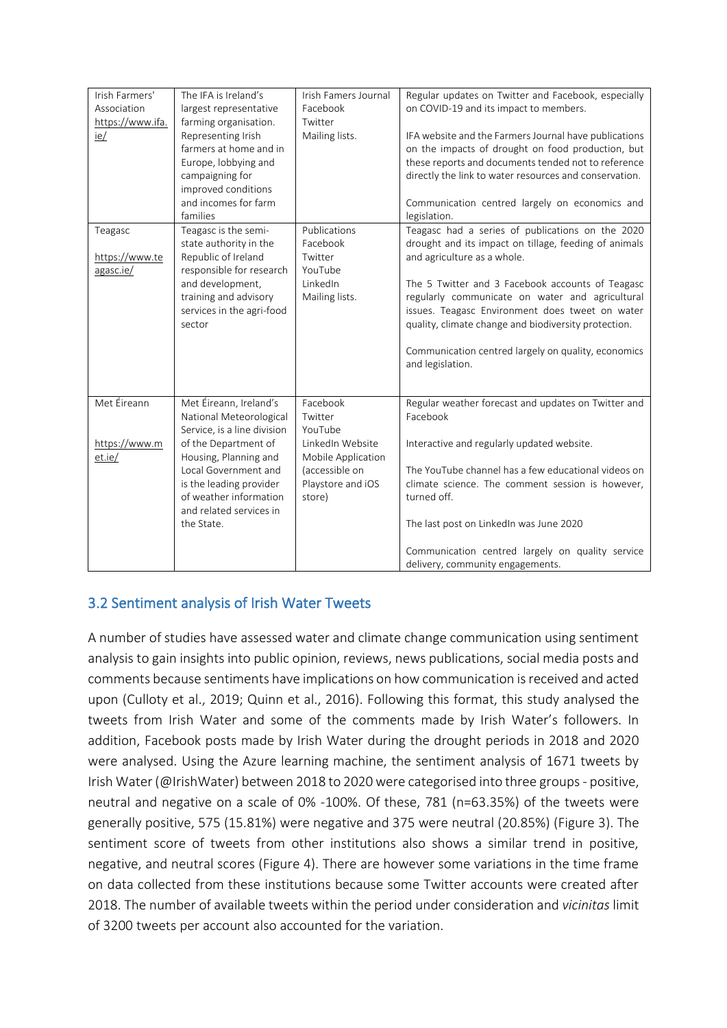| Irish Farmers' Association https://www.ifa.ie/ | The IFA is Ireland's largest representative farming organisation. Representing Irish farmers at home and in Europe, lobbying and campaigning for improved conditions and incomes for farm families | Irish Famers Journal Facebook Twitter Mailing lists. | Regular updates on Twitter and Facebook, especially on COVID-19 and its impact to members.<br><br>IFA website and the Farmers Journal have publications on the impacts of drought on food production, but these reports and documents tended not to reference directly the link to water resources and conservation.<br><br>Communication centred largely on economics and legislation. |
|---|---|---|---|
| Teagasc https://www.teagasc.ie/ | Teagasc is the semi-state authority in the Republic of Ireland responsible for research and development, training and advisory services in the agri-food sector | Publications Facebook Twitter YouTube LinkedIn Mailing lists. | Teagasc had a series of publications on the 2020 drought and its impact on tillage, feeding of animals and agriculture as a whole.<br><br>The 5 Twitter and 3 Facebook accounts of Teagasc regularly communicate on water and agricultural issues. Teagasc Environment does tweet on water quality, climate change and biodiversity protection.<br><br>Communication centred largely on quality, economics and legislation. |
| Met Éireann https://www.met.ie/ | Met Éireann, Ireland's National Meteorological Service, is a line division of the Department of Housing, Planning and Local Government and is the leading provider of weather information and related services in the State. | Facebook Twitter YouTube LinkedIn Website Mobile Application (accessible on Playstore and iOS store) | Regular weather forecast and updates on Twitter and Facebook<br><br>Interactive and regularly updated website.<br><br>The YouTube channel has a few educational videos on climate science. The comment session is however, turned off.<br><br>The last post on LinkedIn was June 2020<br><br>Communication centred largely on quality service delivery, community engagements. |

## 3.2 Sentiment analysis of Irish Water Tweets

A number of studies have assessed water and climate change communication using sentiment analysis to gain insights into public opinion, reviews, news publications, social media posts and comments because sentiments have implications on how communication is received and acted upon (Culloty et al., 2019; Quinn et al., 2016). Following this format, this study analysed the tweets from Irish Water and some of the comments made by Irish Water's followers. In addition, Facebook posts made by Irish Water during the drought periods in 2018 and 2020 were analysed. Using the Azure learning machine, the sentiment analysis of 1671 tweets by Irish Water (@IrishWater) between 2018 to 2020 were categorised into three groups - positive, neutral and negative on a scale of 0% -100%. Of these, 781 (n=63.35%) of the tweets were generally positive, 575 (15.81%) were negative and 375 were neutral (20.85%) (Figure 3). The sentiment score of tweets from other institutions also shows a similar trend in positive, negative, and neutral scores (Figure 4). There are however some variations in the time frame on data collected from these institutions because some Twitter accounts were created after 2018. The number of available tweets within the period under consideration and *vicinitas* limit of 3200 tweets per account also accounted for the variation.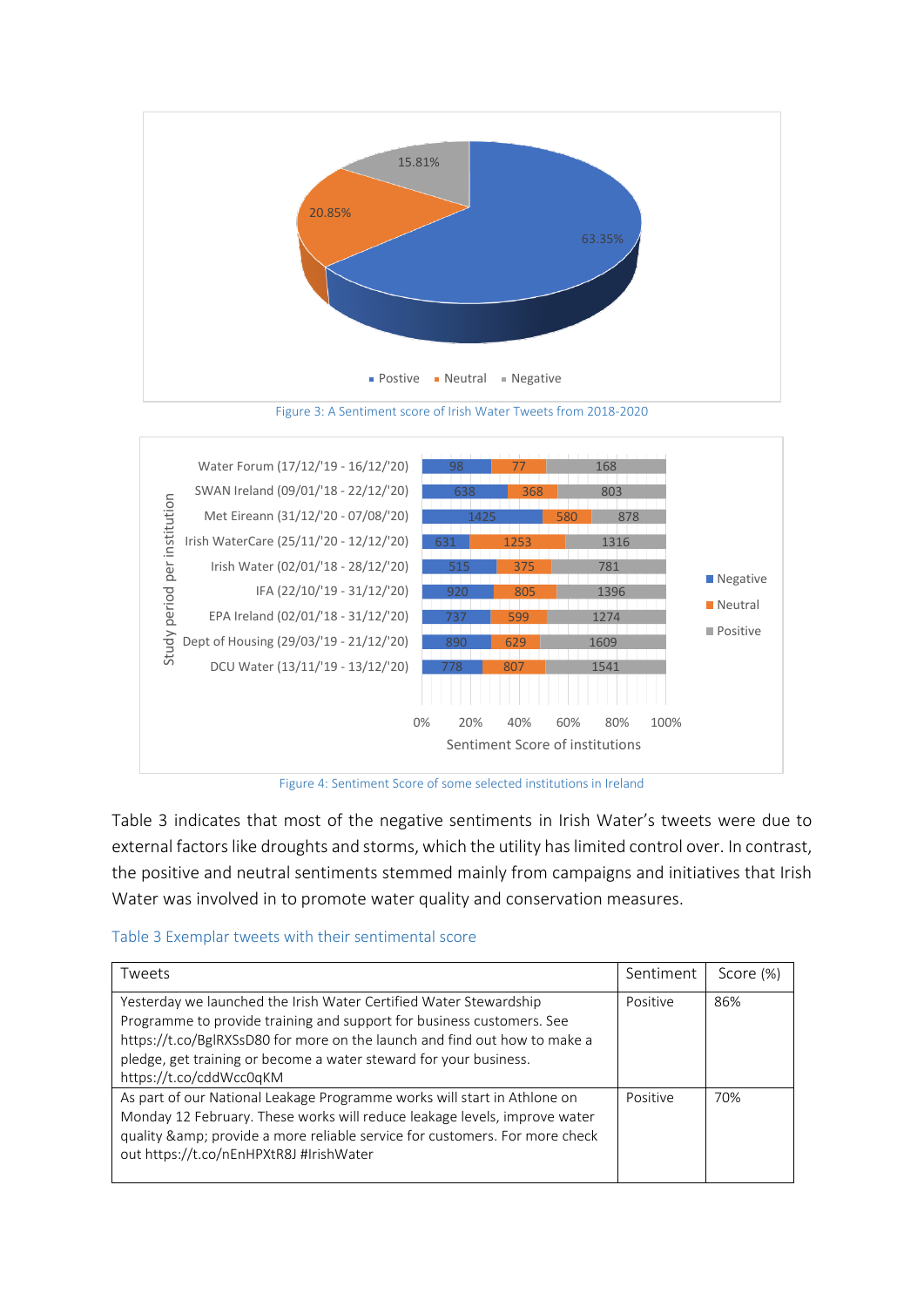Figure 3: A Sentiment score of Irish Water Tweets from 2018-2020

Figure 4: Sentiment Score of some selected institutions in Ireland

Table 3 indicates that most of the negative sentiments in Irish Water's tweets were due to external factors like droughts and storms, which the utility has limited control over. In contrast, the positive and neutral sentiments stemmed mainly from campaigns and initiatives that Irish Water was involved in to promote water quality and conservation measures.

Table 3 Exemplar tweets with their sentimental score

| Tweets | Sentiment | Score (%) |
|---|---|---|
| Yesterday we launched the Irish Water Certified Water Stewardship Programme to provide training and support for business customers. See https://t.co/BglRXSsD80 for more on the launch and find out how to make a pledge, get training or become a water steward for your business. https://t.co/cddWcc0qKM | Positive | 86% |
| As part of our National Leakage Programme works will start in Athlone on Monday 12 February. These works will reduce leakage levels, improve water quality &amp; provide a more reliable service for customers. For more check out https://t.co/nEnHPXtR8J #IrishWater | Positive | 70% |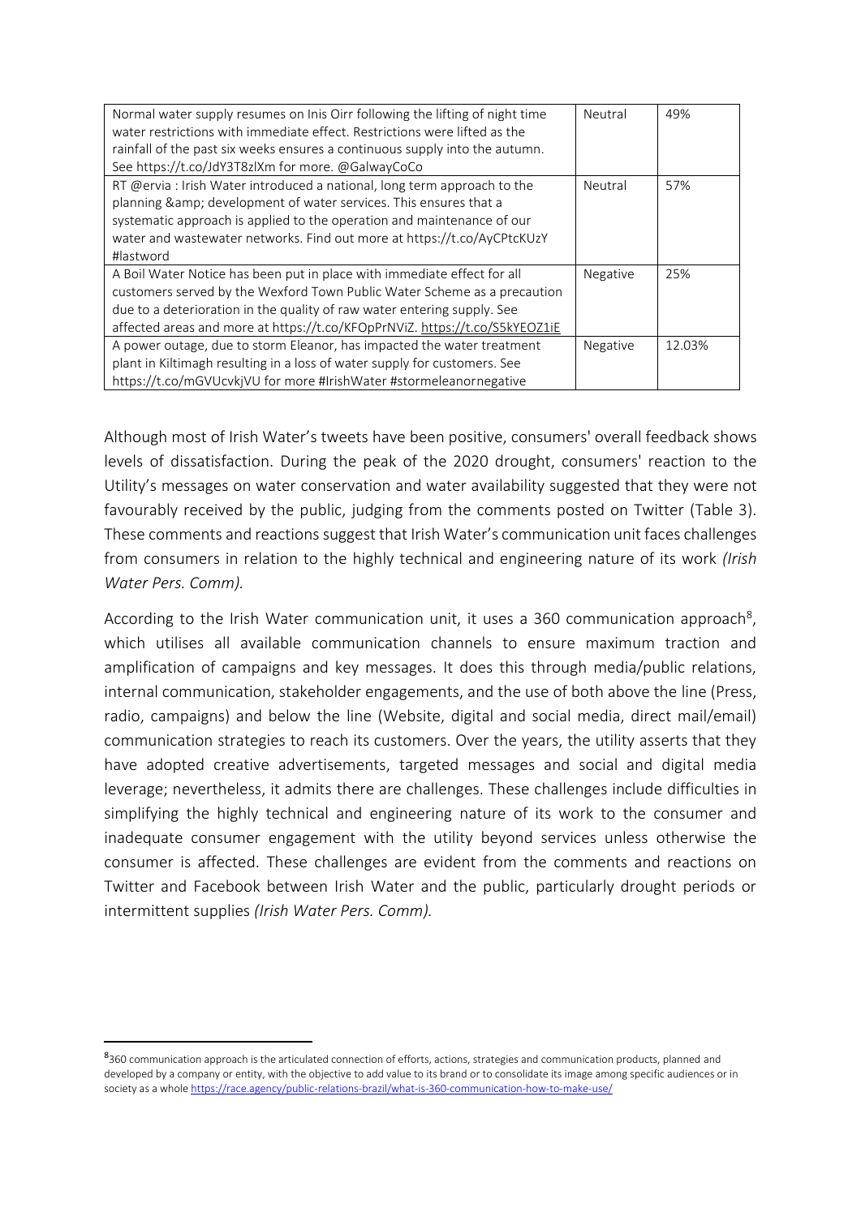| | | |
|---|---|---|
| Normal water supply resumes on Inis Oirr following the lifting of night time water restrictions with immediate effect. Restrictions were lifted as the rainfall of the past six weeks ensures a continuous supply into the autumn. See https://t.co/JdY3T8zlXm for more. @GalwayCoCo | Neutral | 49% |
| RT @ervia : Irish Water introduced a national, long term approach to the planning &amp; development of water services. This ensures that a systematic approach is applied to the operation and maintenance of our water and wastewater networks. Find out more at https://t.co/AyCPtcKUzY #lastword | Neutral | 57% |
| A Boil Water Notice has been put in place with immediate effect for all customers served by the Wexford Town Public Water Scheme as a precaution due to a deterioration in the quality of raw water entering supply. See affected areas and more at https://t.co/KFOpPrNViZ. https://t.co/S5kYEOZ1iE | Negative | 25% |
| A power outage, due to storm Eleanor, has impacted the water treatment plant in Kiltimagh resulting in a loss of water supply for customers. See https://t.co/mGVUcvkjVU for more #IrishWater #stormeleanornegative | Negative | 12.03% |

Although most of Irish Water's tweets have been positive, consumers' overall feedback shows levels of dissatisfaction. During the peak of the 2020 drought, consumers' reaction to the Utility's messages on water conservation and water availability suggested that they were not favourably received by the public, judging from the comments posted on Twitter (Table 3). These comments and reactions suggest that Irish Water's communication unit faces challenges from consumers in relation to the highly technical and engineering nature of its work *(Irish Water Pers. Comm).*

According to the Irish Water communication unit, it uses a 360 communication approach[8], which utilises all available communication channels to ensure maximum traction and amplification of campaigns and key messages. It does this through media/public relations, internal communication, stakeholder engagements, and the use of both above the line (Press, radio, campaigns) and below the line (Website, digital and social media, direct mail/email) communication strategies to reach its customers. Over the years, the utility asserts that they have adopted creative advertisements, targeted messages and social and digital media leverage; nevertheless, it admits there are challenges. These challenges include difficulties in simplifying the highly technical and engineering nature of its work to the consumer and inadequate consumer engagement with the utility beyond services unless otherwise the consumer is affected. These challenges are evident from the comments and reactions on Twitter and Facebook between Irish Water and the public, particularly drought periods or intermittent supplies *(Irish Water Pers. Comm).*

[8] 360 communication approach is the articulated connection of efforts, actions, strategies and communication products, planned and developed by a company or entity, with the objective to add value to its brand or to consolidate its image among specific audiences or in society as a whole https://race.agency/public-relations-brazil/what-is-360-communication-how-to-make-use/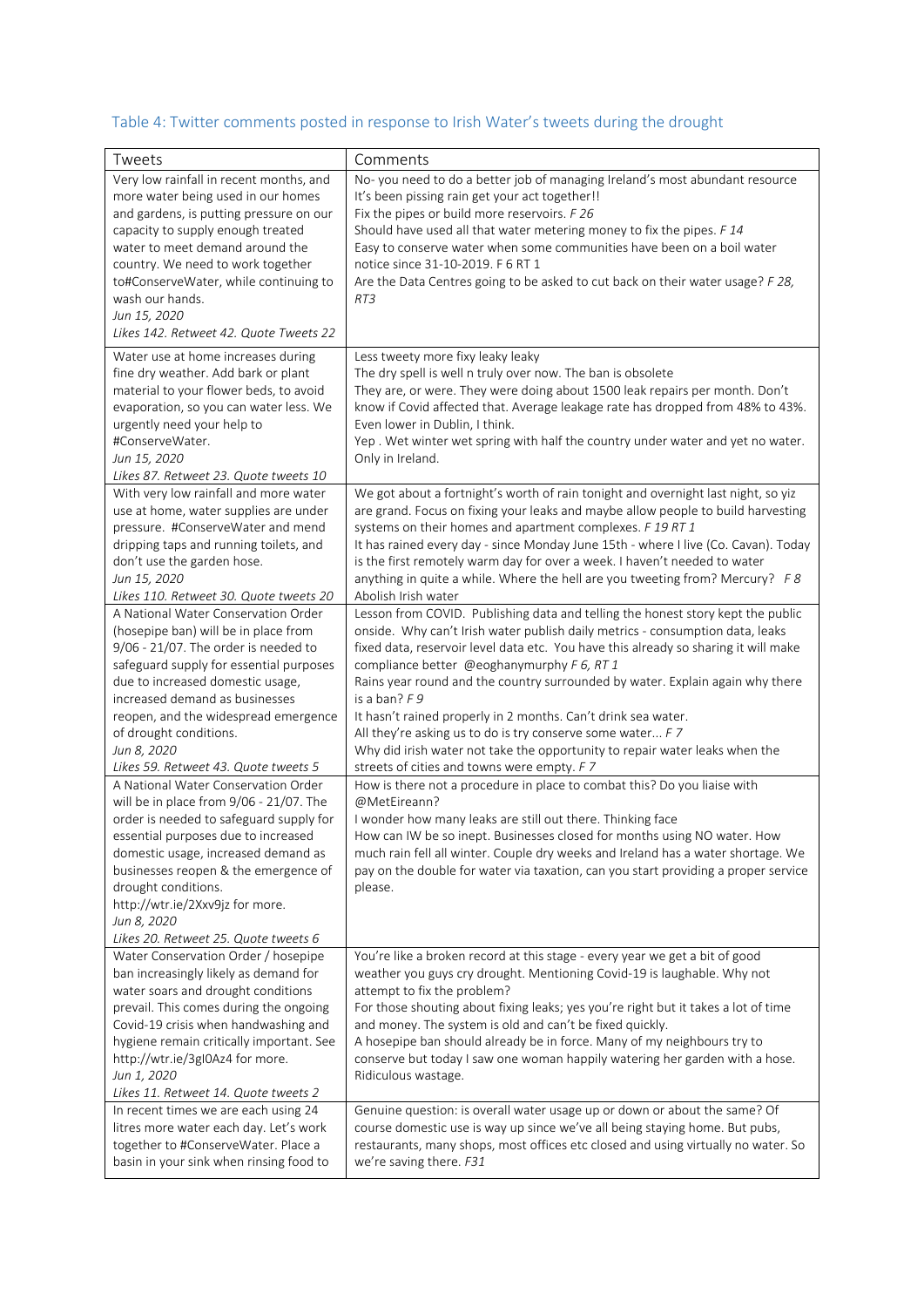## Table 4: Twitter comments posted in response to Irish Water's tweets during the drought

| Tweets | Comments |
|---|---|
| Very low rainfall in recent months, and more water being used in our homes and gardens, is putting pressure on our capacity to supply enough treated water to meet demand around the country. We need to work together to#ConserveWater, while continuing to wash our hands.<br>*Jun 15, 2020*<br>*Likes 142. Retweet 42. Quote Tweets 22* | No- you need to do a better job of managing Ireland's most abundant resource<br>It's been pissing rain get your act together!!<br>Fix the pipes or build more reservoirs. *F 26*<br>Should have used all that water metering money to fix the pipes. *F 14*<br>Easy to conserve water when some communities have been on a boil water notice since 31-10-2019. F 6 RT 1<br>Are the Data Centres going to be asked to cut back on their water usage? *F 28, RT3* |
| Water use at home increases during fine dry weather. Add bark or plant material to your flower beds, to avoid evaporation, so you can water less. We urgently need your help to #ConserveWater.<br>*Jun 15, 2020*<br>*Likes 87. Retweet 23. Quote tweets 10* | Less tweety more fixy leaky leaky<br>The dry spell is well n truly over now. The ban is obsolete<br>They are, or were. They were doing about 1500 leak repairs per month. Don't know if Covid affected that. Average leakage rate has dropped from 48% to 43%. Even lower in Dublin, I think.<br>Yep . Wet winter wet spring with half the country under water and yet no water. Only in Ireland. |
| With very low rainfall and more water use at home, water supplies are under pressure. #ConserveWater and mend dripping taps and running toilets, and don't use the garden hose.<br>*Jun 15, 2020*<br>*Likes 110. Retweet 30. Quote tweets 20* | We got about a fortnight's worth of rain tonight and overnight last night, so yiz are grand. Focus on fixing your leaks and maybe allow people to build harvesting systems on their homes and apartment complexes. *F 19 RT 1*<br>It has rained every day - since Monday June 15th - where I live (Co. Cavan). Today is the first remotely warm day for over a week. I haven't needed to water anything in quite a while. Where the hell are you tweeting from? Mercury? *F 8*<br>Abolish Irish water |
| A National Water Conservation Order (hosepipe ban) will be in place from 9/06 - 21/07. The order is needed to safeguard supply for essential purposes due to increased domestic usage, increased demand as businesses reopen, and the widespread emergence of drought conditions.<br>*Jun 8, 2020*<br>*Likes 59. Retweet 43. Quote tweets 5* | Lesson from COVID. Publishing data and telling the honest story kept the public onside. Why can't Irish water publish daily metrics - consumption data, leaks fixed data, reservoir level data etc. You have this already so sharing it will make compliance better @eoghanymurphy *F 6, RT 1*<br>Rains year round and the country surrounded by water. Explain again why there is a ban? *F 9*<br>It hasn't rained properly in 2 months. Can't drink sea water.<br>All they're asking us to do is try conserve some water... *F 7*<br>Why did irish water not take the opportunity to repair water leaks when the streets of cities and towns were empty. *F 7* |
| A National Water Conservation Order will be in place from 9/06 - 21/07. The order is needed to safeguard supply for essential purposes due to increased domestic usage, increased demand as businesses reopen & the emergence of drought conditions.<br>http://wtr.ie/2Xxv9jz for more.<br>*Jun 8, 2020*<br>*Likes 20. Retweet 25. Quote tweets 6* | How is there not a procedure in place to combat this? Do you liaise with @MetEireann?<br>I wonder how many leaks are still out there. Thinking face<br>How can IW be so inept. Businesses closed for months using NO water. How much rain fell all winter. Couple dry weeks and Ireland has a water shortage. We pay on the double for water via taxation, can you start providing a proper service please. |
| Water Conservation Order / hosepipe ban increasingly likely as demand for water soars and drought conditions prevail. This comes during the ongoing Covid-19 crisis when handwashing and hygiene remain critically important. See http://wtr.ie/3gI0Az4 for more.<br>*Jun 1, 2020*<br>*Likes 11. Retweet 14. Quote tweets 2* | You're like a broken record at this stage - every year we get a bit of good weather you guys cry drought. Mentioning Covid-19 is laughable. Why not attempt to fix the problem?<br>For those shouting about fixing leaks; yes you're right but it takes a lot of time and money. The system is old and can't be fixed quickly.<br>A hosepipe ban should already be in force. Many of my neighbours try to conserve but today I saw one woman happily watering her garden with a hose. Ridiculous wastage. |
| In recent times we are each using 24 litres more water each day. Let's work together to #ConserveWater. Place a basin in your sink when rinsing food to | Genuine question: is overall water usage up or down or about the same? Of course domestic use is way up since we've all being staying home. But pubs, restaurants, many shops, most offices etc closed and using virtually no water. So we're saving there. *F31* |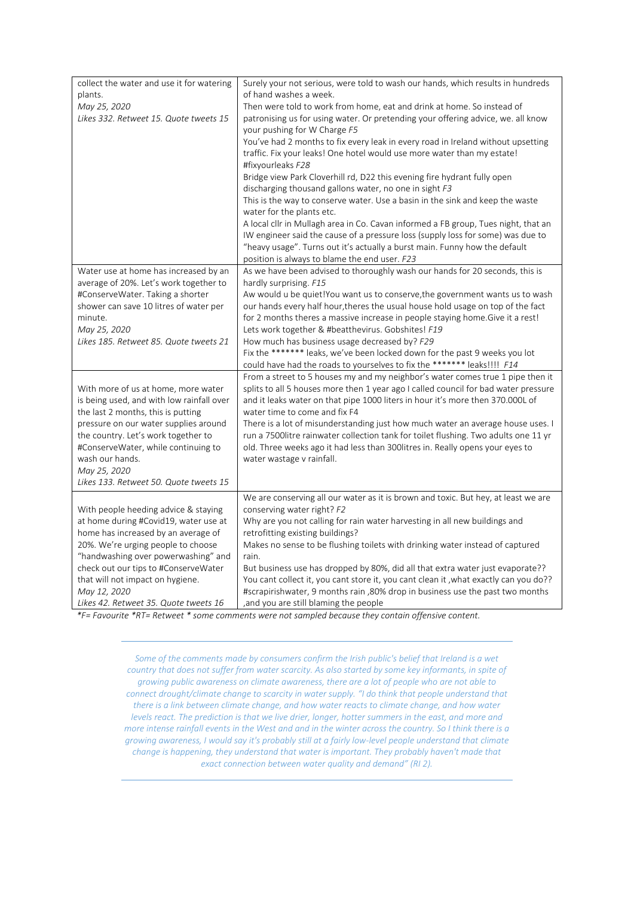| | |
|---|---|
| collect the water and use it for watering plants.<br>*May 25, 2020*<br>*Likes 332. Retweet 15. Quote tweets 15* | Surely your not serious, were told to wash our hands, which results in hundreds of hand washes a week.<br>Then were told to work from home, eat and drink at home. So instead of patronising us for using water. Or pretending your offering advice, we. all know your pushing for W Charge *F5*<br>You've had 2 months to fix every leak in every road in Ireland without upsetting traffic. Fix your leaks! One hotel would use more water than my estate! #fixyourleaks *F28*<br>Bridge view Park Cloverhill rd, D22 this evening fire hydrant fully open discharging thousand gallons water, no one in sight *F3*<br>This is the way to conserve water. Use a basin in the sink and keep the waste water for the plants etc.<br>A local cllr in Mullagh area in Co. Cavan informed a FB group, Tues night, that an IW engineer said the cause of a pressure loss (supply loss for some) was due to "heavy usage". Turns out it's actually a burst main. Funny how the default position is always to blame the end user. *F23* |
| Water use at home has increased by an average of 20%. Let's work together to #ConserveWater. Taking a shorter shower can save 10 litres of water per minute.<br>*May 25, 2020*<br>*Likes 185. Retweet 85. Quote tweets 21* | As we have been advised to thoroughly wash our hands for 20 seconds, this is hardly surprising. *F15*<br>Aw would u be quiet!You want us to conserve,the government wants us to wash our hands every half hour,theres the usual house hold usage on top of the fact for 2 months theres a massive increase in people staying home.Give it a rest! Lets work together & #beatthevirus. Gobshites! *F19*<br>How much has business usage decreased by? *F29*<br>Fix the ******* leaks, we've been locked down for the past 9 weeks you lot could have had the roads to yourselves to fix the ******* leaks!!!! *F14* |
| With more of us at home, more water is being used, and with low rainfall over the last 2 months, this is putting pressure on our water supplies around the country. Let's work together to #ConserveWater, while continuing to wash our hands.<br>*May 25, 2020*<br>*Likes 133. Retweet 50. Quote tweets 15* | From a street to 5 houses my and my neighbor's water comes true 1 pipe then it splits to all 5 houses more then 1 year ago I called council for bad water pressure and it leaks water on that pipe 1000 liters in hour it's more then 370.000L of water time to come and fix F4<br>There is a lot of misunderstanding just how much water an average house uses. I run a 7500litre rainwater collection tank for toilet flushing. Two adults one 11 yr old. Three weeks ago it had less than 300litres in. Really opens your eyes to water wastage v rainfall. |
| With people heeding advice & staying at home during #Covid19, water use at home has increased by an average of 20%. We're urging people to choose "handwashing over powerwashing" and check out our tips to #ConserveWater that will not impact on hygiene.<br>*May 12, 2020*<br>*Likes 42. Retweet 35. Quote tweets 16* | We are conserving all our water as it is brown and toxic. But hey, at least we are conserving water right? *F2*<br>Why are you not calling for rain water harvesting in all new buildings and retrofitting existing buildings?<br>Makes no sense to be flushing toilets with drinking water instead of captured rain.<br>But business use has dropped by 80%, did all that extra water just evaporate??<br>You cant collect it, you cant store it, you cant clean it ,what exactly can you do?? #scrapirishwater, 9 months rain ,80% drop in business use the past two months ,and you are still blaming the people |

*\*F= Favourite \*RT= Retweet \* some comments were not sampled because they contain offensive content.*

*Some of the comments made by consumers confirm the Irish public's belief that Ireland is a wet country that does not suffer from water scarcity. As also started by some key informants, in spite of growing public awareness on climate awareness, there are a lot of people who are not able to connect drought/climate change to scarcity in water supply. "I do think that people understand that there is a link between climate change, and how water reacts to climate change, and how water levels react. The prediction is that we live drier, longer, hotter summers in the east, and more and more intense rainfall events in the West and and in the winter across the country. So I think there is a growing awareness, I would say it's probably still at a fairly low-level people understand that climate change is happening, they understand that water is important. They probably haven't made that exact connection between water quality and demand" (RI 2).*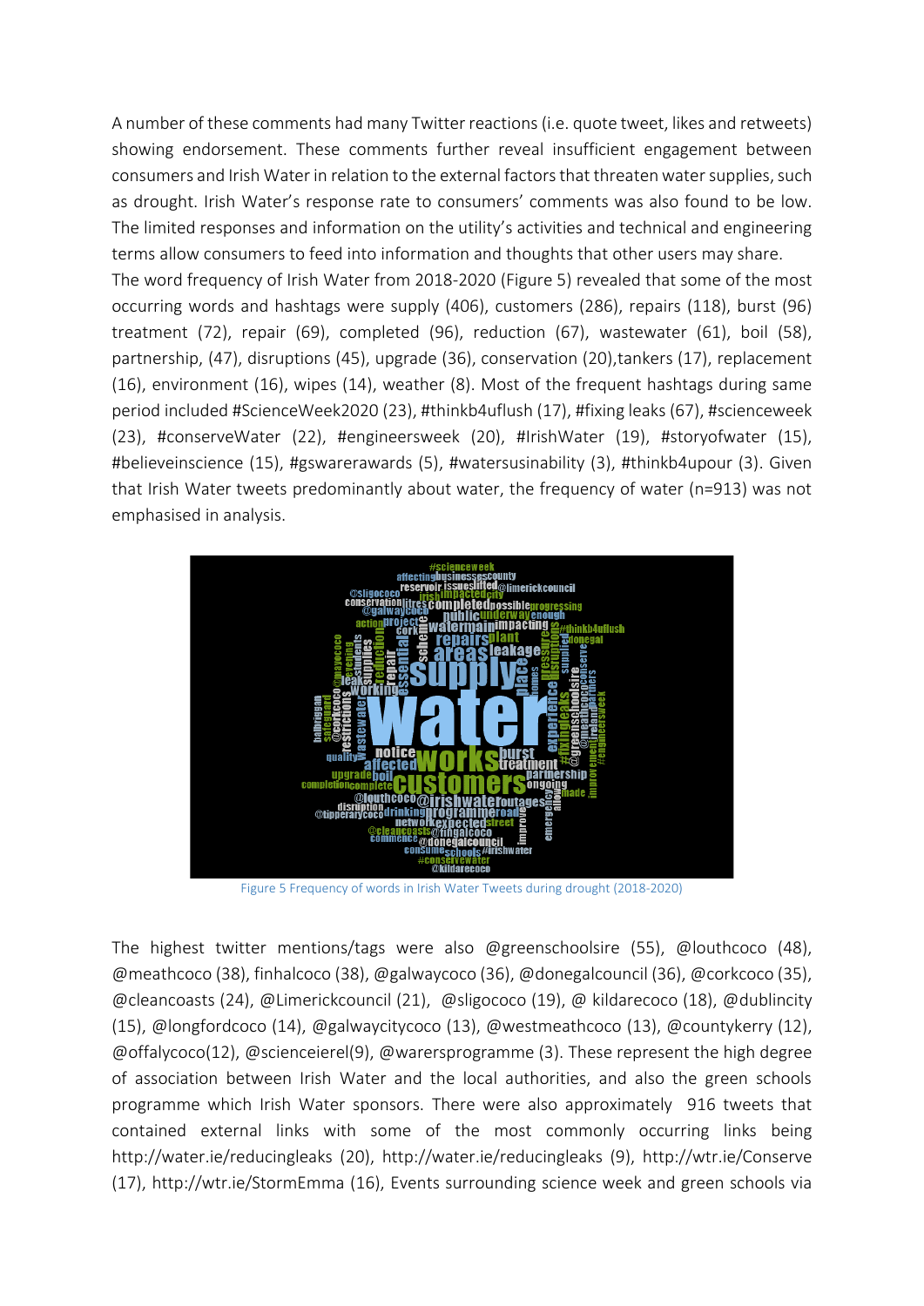A number of these comments had many Twitter reactions (i.e. quote tweet, likes and retweets) showing endorsement. These comments further reveal insufficient engagement between consumers and Irish Water in relation to the external factors that threaten water supplies, such as drought. Irish Water's response rate to consumers' comments was also found to be low. The limited responses and information on the utility's activities and technical and engineering terms allow consumers to feed into information and thoughts that other users may share.

The word frequency of Irish Water from 2018-2020 (Figure 5) revealed that some of the most occurring words and hashtags were supply (406), customers (286), repairs (118), burst (96) treatment (72), repair (69), completed (96), reduction (67), wastewater (61), boil (58), partnership, (47), disruptions (45), upgrade (36), conservation (20),tankers (17), replacement (16), environment (16), wipes (14), weather (8). Most of the frequent hashtags during same period included #ScienceWeek2020 (23), #thinkb4uflush (17), #fixing leaks (67), #scienceweek (23), #conserveWater (22), #engineersweek (20), #IrishWater (19), #storyofwater (15), #believeinscience (15), #gswarerawards (5), #watersusinability (3), #thinkb4upour (3). Given that Irish Water tweets predominantly about water, the frequency of water (n=913) was not emphasised in analysis.

Figure 5 Frequency of words in Irish Water Tweets during drought (2018-2020)

The highest twitter mentions/tags were also @greenschoolsire (55), @louthcoco (48), @meathcoco (38), finhalcoco (38), @galwaycoco (36), @donegalcouncil (36), @corkcoco (35), @cleancoasts (24), @Limerickcouncil (21), @sligococo (19), @ kildarecoco (18), @dublincity (15), @longfordcoco (14), @galwaycitycoco (13), @westmeathcoco (13), @countykerry (12), @offalycoco(12), @scienceierel(9), @warersprogramme (3). These represent the high degree of association between Irish Water and the local authorities, and also the green schools programme which Irish Water sponsors. There were also approximately 916 tweets that contained external links with some of the most commonly occurring links being http://water.ie/reducingleaks (20), http://water.ie/reducingleaks (9), http://wtr.ie/Conserve (17), http://wtr.ie/StormEmma (16), Events surrounding science week and green schools via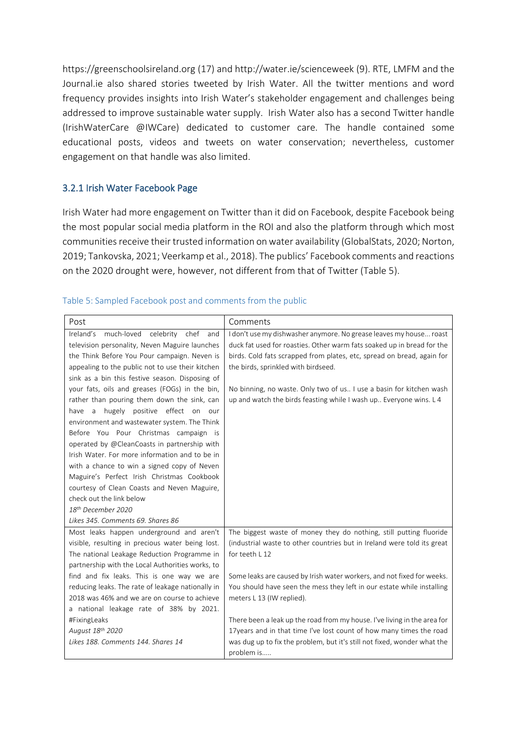https://greenschoolsireland.org (17) and http://water.ie/scienceweek (9). RTE, LMFM and the Journal.ie also shared stories tweeted by Irish Water. All the twitter mentions and word frequency provides insights into Irish Water's stakeholder engagement and challenges being addressed to improve sustainable water supply. Irish Water also has a second Twitter handle (IrishWaterCare @IWCare) dedicated to customer care. The handle contained some educational posts, videos and tweets on water conservation; nevertheless, customer engagement on that handle was also limited.

### 3.2.1 Irish Water Facebook Page

Irish Water had more engagement on Twitter than it did on Facebook, despite Facebook being the most popular social media platform in the ROI and also the platform through which most communities receive their trusted information on water availability (GlobalStats, 2020; Norton, 2019; Tankovska, 2021; Veerkamp et al., 2018). The publics' Facebook comments and reactions on the 2020 drought were, however, not different from that of Twitter (Table 5).

Table 5: Sampled Facebook post and comments from the public

| Post | Comments |
|---|---|
| Ireland's much-loved celebrity chef and television personality, Neven Maguire launches the Think Before You Pour campaign. Neven is appealing to the public not to use their kitchen sink as a bin this festive season. Disposing of your fats, oils and greases (FOGs) in the bin, rather than pouring them down the sink, can have a hugely positive effect on our environment and wastewater system. The Think Before You Pour Christmas campaign is operated by @CleanCoasts in partnership with Irish Water. For more information and to be in with a chance to win a signed copy of Neven Maguire's Perfect Irish Christmas Cookbook courtesy of Clean Coasts and Neven Maguire, check out the link below<br>*18th December 2020*<br>*Likes 345. Comments 69. Shares 86* | I don't use my dishwasher anymore. No grease leaves my house... roast duck fat used for roasties. Other warm fats soaked up in bread for the birds. Cold fats scrapped from plates, etc, spread on bread, again for the birds, sprinkled with birdseed.<br><br>No binning, no waste. Only two of us.. I use a basin for kitchen wash up and watch the birds feasting while I wash up.. Everyone wins. L 4 |
| Most leaks happen underground and aren't visible, resulting in precious water being lost. The national Leakage Reduction Programme in partnership with the Local Authorities works, to find and fix leaks. This is one way we are reducing leaks. The rate of leakage nationally in 2018 was 46% and we are on course to achieve a national leakage rate of 38% by 2021. #FixingLeaks<br>*August 18th 2020*<br>*Likes 188. Comments 144. Shares 14* | The biggest waste of money they do nothing, still putting fluoride (industrial waste to other countries but in Ireland were told its great for teeth L 12<br><br>Some leaks are caused by Irish water workers, and not fixed for weeks. You should have seen the mess they left in our estate while installing meters L 13 (IW replied).<br><br>There been a leak up the road from my house. I've living in the area for 17years and in that time I've lost count of how many times the road was dug up to fix the problem, but it's still not fixed, wonder what the problem is..... |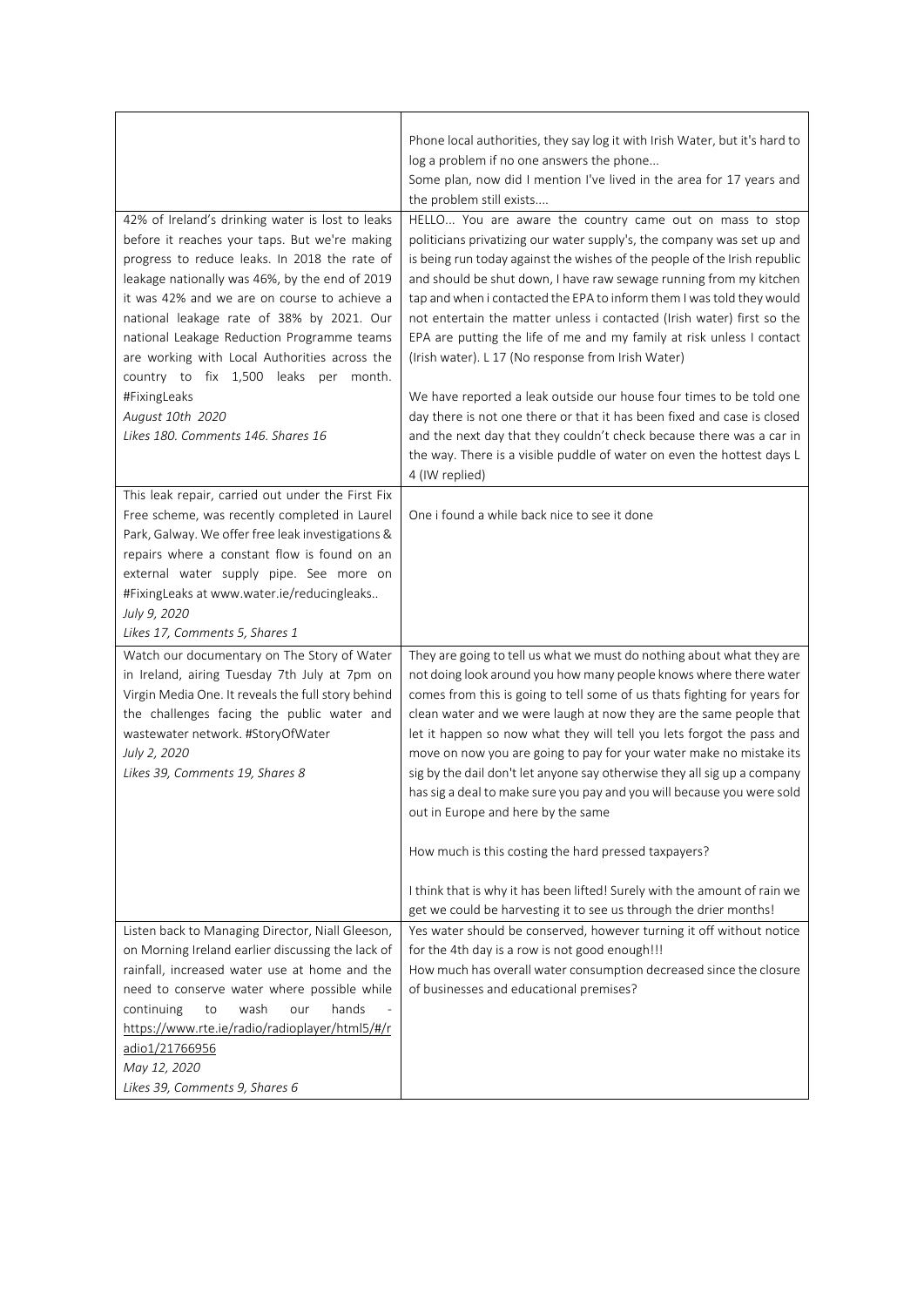| | |
|---|---|
| | Phone local authorities, they say log it with Irish Water, but it's hard to log a problem if no one answers the phone...<br>Some plan, now did I mention I've lived in the area for 17 years and the problem still exists.... |
| 42% of Ireland's drinking water is lost to leaks before it reaches your taps. But we're making progress to reduce leaks. In 2018 the rate of leakage nationally was 46%, by the end of 2019 it was 42% and we are on course to achieve a national leakage rate of 38% by 2021. Our national Leakage Reduction Programme teams are working with Local Authorities across the country to fix 1,500 leaks per month. #FixingLeaks<br>*August 10th 2020*<br>*Likes 180. Comments 146. Shares 16* | HELLO... You are aware the country came out on mass to stop politicians privatizing our water supply's, the company was set up and is being run today against the wishes of the people of the Irish republic and should be shut down, I have raw sewage running from my kitchen tap and when i contacted the EPA to inform them I was told they would not entertain the matter unless i contacted (Irish water) first so the EPA are putting the life of me and my family at risk unless I contact (Irish water). L 17 (No response from Irish Water)<br><br>We have reported a leak outside our house four times to be told one day there is not one there or that it has been fixed and case is closed and the next day that they couldn't check because there was a car in the way. There is a visible puddle of water on even the hottest days L 4 (IW replied) |
| This leak repair, carried out under the First Fix Free scheme, was recently completed in Laurel Park, Galway. We offer free leak investigations & repairs where a constant flow is found on an external water supply pipe. See more on #FixingLeaks at www.water.ie/reducingleaks..<br>*July 9, 2020*<br>*Likes 17, Comments 5, Shares 1* | One i found a while back nice to see it done |
| Watch our documentary on The Story of Water in Ireland, airing Tuesday 7th July at 7pm on Virgin Media One. It reveals the full story behind the challenges facing the public water and wastewater network. #StoryOfWater<br>*July 2, 2020*<br>*Likes 39, Comments 19, Shares 8* | They are going to tell us what we must do nothing about what they are not doing look around you how many people knows where there water comes from this is going to tell some of us thats fighting for years for clean water and we were laugh at now they are the same people that let it happen so now what they will tell you lets forgot the pass and move on now you are going to pay for your water make no mistake its sig by the dail don't let anyone say otherwise they all sig up a company has sig a deal to make sure you pay and you will because you were sold out in Europe and here by the same<br><br>How much is this costing the hard pressed taxpayers?<br><br>I think that is why it has been lifted! Surely with the amount of rain we get we could be harvesting it to see us through the drier months! |
| Listen back to Managing Director, Niall Gleeson, on Morning Ireland earlier discussing the lack of rainfall, increased water use at home and the need to conserve water where possible while continuing to wash our hands - https://www.rte.ie/radio/radioplayer/html5/#/radio1/21766956<br>*May 12, 2020*<br>*Likes 39, Comments 9, Shares 6* | Yes water should be conserved, however turning it off without notice for the 4th day is a row is not good enough!!!<br>How much has overall water consumption decreased since the closure of businesses and educational premises? |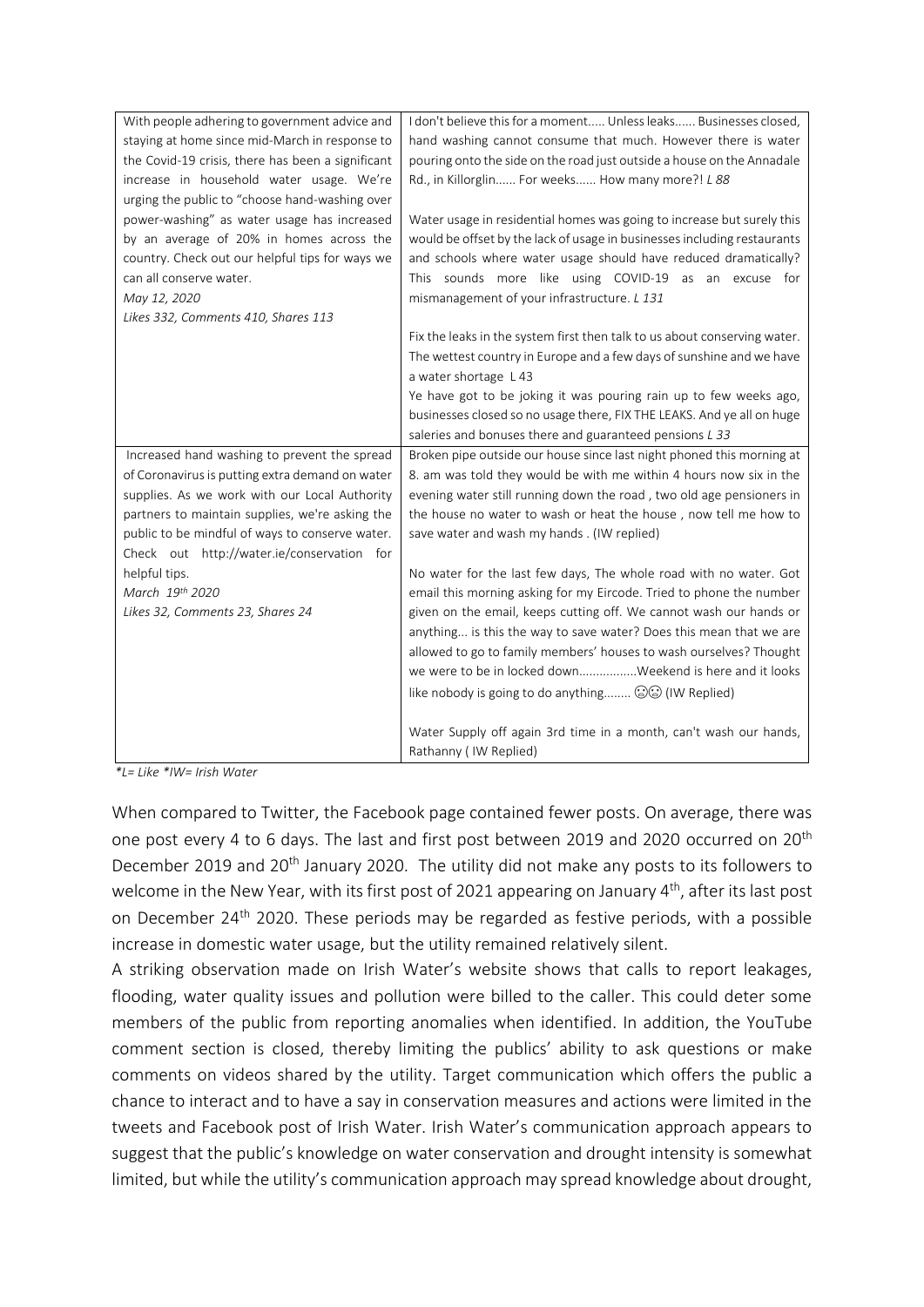| | |
|---|---|
| With people adhering to government advice and staying at home since mid-March in response to the Covid-19 crisis, there has been a significant increase in household water usage. We're urging the public to "choose hand-washing over power-washing" as water usage has increased by an average of 20% in homes across the country. Check out our helpful tips for ways we can all conserve water.<br>*May 12, 2020*<br>*Likes 332, Comments 410, Shares 113* | I don't believe this for a moment..... Unless leaks...... Businesses closed, hand washing cannot consume that much. However there is water pouring onto the side on the road just outside a house on the Annadale Rd., in Killorglin...... For weeks...... How many more?! *L 88*<br><br>Water usage in residential homes was going to increase but surely this would be offset by the lack of usage in businesses including restaurants and schools where water usage should have reduced dramatically? This sounds more like using COVID-19 as an excuse for mismanagement of your infrastructure. *L 131*<br><br>Fix the leaks in the system first then talk to us about conserving water. The wettest country in Europe and a few days of sunshine and we have a water shortage L 43<br>Ye have got to be joking it was pouring rain up to few weeks ago, businesses closed so no usage there, FIX THE LEAKS. And ye all on huge saleries and bonuses there and guaranteed pensions *L 33* |
| Increased hand washing to prevent the spread of Coronavirus is putting extra demand on water supplies. As we work with our Local Authority partners to maintain supplies, we're asking the public to be mindful of ways to conserve water. Check out http://water.ie/conservation for helpful tips.<br>*March 19th 2020*<br>*Likes 32, Comments 23, Shares 24* | Broken pipe outside our house since last night phoned this morning at 8. am was told they would be with me within 4 hours now six in the evening water still running down the road , two old age pensioners in the house no water to wash or heat the house , now tell me how to save water and wash my hands . (IW replied)<br><br>No water for the last few days, The whole road with no water. Got email this morning asking for my Eircode. Tried to phone the number given on the email, keeps cutting off. We cannot wash our hands or anything... is this the way to save water? Does this mean that we are allowed to go to family members' houses to wash ourselves? Thought we were to be in locked down.................Weekend is here and it looks like nobody is going to do anything........ ☹☹ (IW Replied)<br><br>Water Supply off again 3rd time in a month, can't wash our hands, Rathanny ( IW Replied) |

*\*L= Like \*IW= Irish Water*

When compared to Twitter, the Facebook page contained fewer posts. On average, there was one post every 4 to 6 days. The last and first post between 2019 and 2020 occurred on 20th December 2019 and 20th January 2020. The utility did not make any posts to its followers to welcome in the New Year, with its first post of 2021 appearing on January 4th, after its last post on December 24th 2020. These periods may be regarded as festive periods, with a possible increase in domestic water usage, but the utility remained relatively silent.

A striking observation made on Irish Water's website shows that calls to report leakages, flooding, water quality issues and pollution were billed to the caller. This could deter some members of the public from reporting anomalies when identified. In addition, the YouTube comment section is closed, thereby limiting the publics' ability to ask questions or make comments on videos shared by the utility. Target communication which offers the public a chance to interact and to have a say in conservation measures and actions were limited in the tweets and Facebook post of Irish Water. Irish Water's communication approach appears to suggest that the public's knowledge on water conservation and drought intensity is somewhat limited, but while the utility's communication approach may spread knowledge about drought,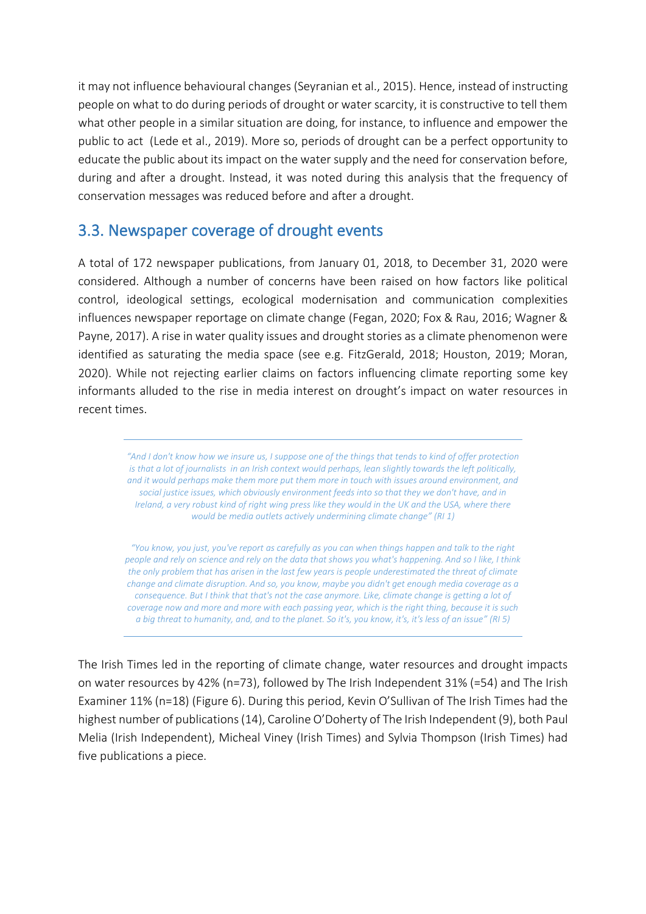it may not influence behavioural changes (Seyranian et al., 2015). Hence, instead of instructing people on what to do during periods of drought or water scarcity, it is constructive to tell them what other people in a similar situation are doing, for instance, to influence and empower the public to act (Lede et al., 2019). More so, periods of drought can be a perfect opportunity to educate the public about its impact on the water supply and the need for conservation before, during and after a drought. Instead, it was noted during this analysis that the frequency of conservation messages was reduced before and after a drought.

## 3.3. Newspaper coverage of drought events

A total of 172 newspaper publications, from January 01, 2018, to December 31, 2020 were considered. Although a number of concerns have been raised on how factors like political control, ideological settings, ecological modernisation and communication complexities influences newspaper reportage on climate change (Fegan, 2020; Fox & Rau, 2016; Wagner & Payne, 2017). A rise in water quality issues and drought stories as a climate phenomenon were identified as saturating the media space (see e.g. FitzGerald, 2018; Houston, 2019; Moran, 2020). While not rejecting earlier claims on factors influencing climate reporting some key informants alluded to the rise in media interest on drought's impact on water resources in recent times.

> *"And I don't know how we insure us, I suppose one of the things that tends to kind of offer protection is that a lot of journalists in an Irish context would perhaps, lean slightly towards the left politically, and it would perhaps make them more put them more in touch with issues around environment, and social justice issues, which obviously environment feeds into so that they we don't have, and in Ireland, a very robust kind of right wing press like they would in the UK and the USA, where there would be media outlets actively undermining climate change" (RI 1)*
>
> *"You know, you just, you've report as carefully as you can when things happen and talk to the right people and rely on science and rely on the data that shows you what's happening. And so I like, I think the only problem that has arisen in the last few years is people underestimated the threat of climate change and climate disruption. And so, you know, maybe you didn't get enough media coverage as a consequence. But I think that that's not the case anymore. Like, climate change is getting a lot of coverage now and more and more with each passing year, which is the right thing, because it is such a big threat to humanity, and, and to the planet. So it's, you know, it's, it's less of an issue" (RI 5)*

The Irish Times led in the reporting of climate change, water resources and drought impacts on water resources by 42% (n=73), followed by The Irish Independent 31% (=54) and The Irish Examiner 11% (n=18) (Figure 6). During this period, Kevin O'Sullivan of The Irish Times had the highest number of publications (14), Caroline O'Doherty of The Irish Independent (9), both Paul Melia (Irish Independent), Micheal Viney (Irish Times) and Sylvia Thompson (Irish Times) had five publications a piece.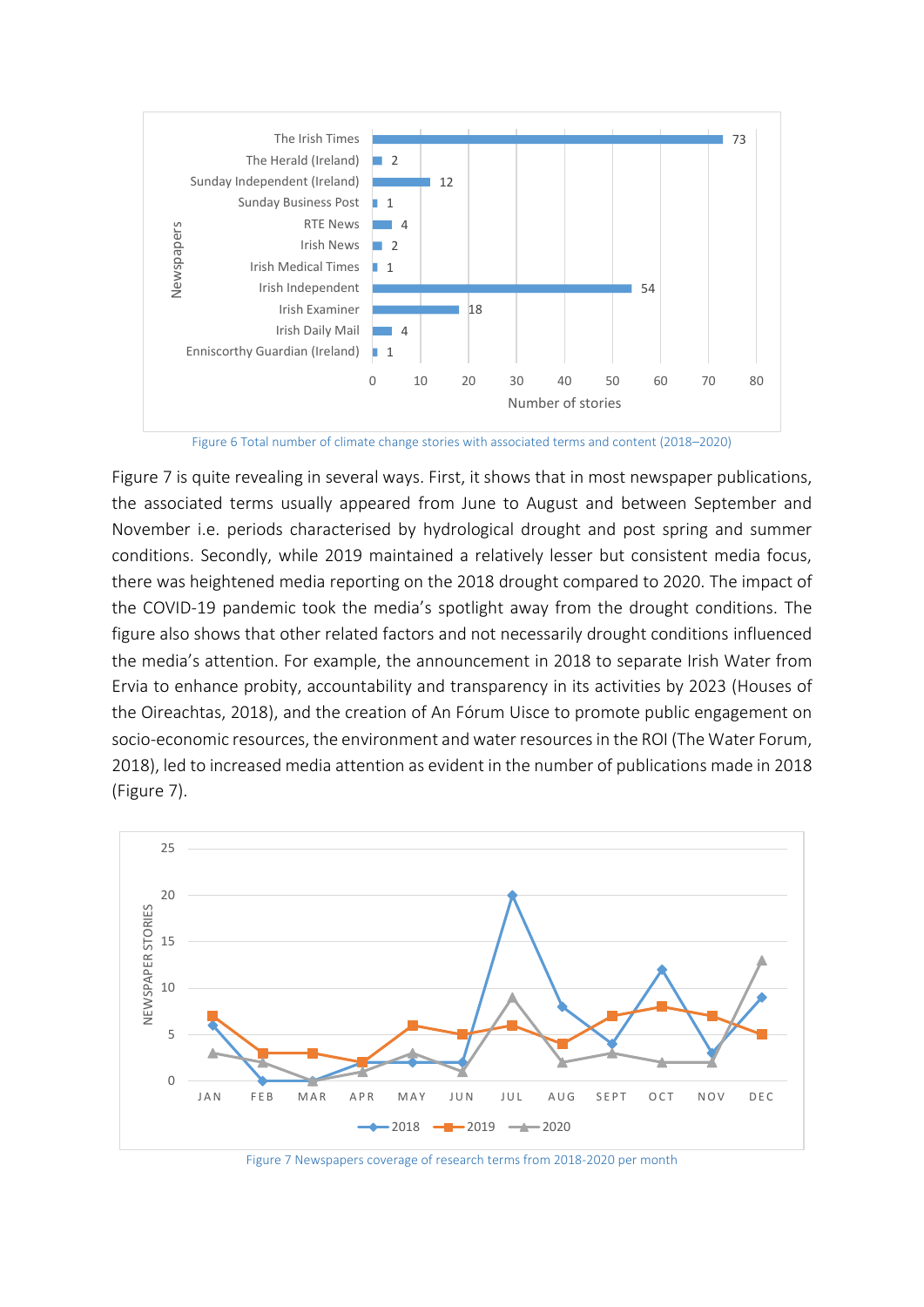Figure 6 Total number of climate change stories with associated terms and content (2018–2020)

Figure 7 is quite revealing in several ways. First, it shows that in most newspaper publications, the associated terms usually appeared from June to August and between September and November i.e. periods characterised by hydrological drought and post spring and summer conditions. Secondly, while 2019 maintained a relatively lesser but consistent media focus, there was heightened media reporting on the 2018 drought compared to 2020. The impact of the COVID-19 pandemic took the media's spotlight away from the drought conditions. The figure also shows that other related factors and not necessarily drought conditions influenced the media's attention. For example, the announcement in 2018 to separate Irish Water from Ervia to enhance probity, accountability and transparency in its activities by 2023 (Houses of the Oireachtas, 2018), and the creation of An Fórum Uisce to promote public engagement on socio-economic resources, the environment and water resources in the ROI (The Water Forum, 2018), led to increased media attention as evident in the number of publications made in 2018 (Figure 7).

Figure 7 Newspapers coverage of research terms from 2018-2020 per month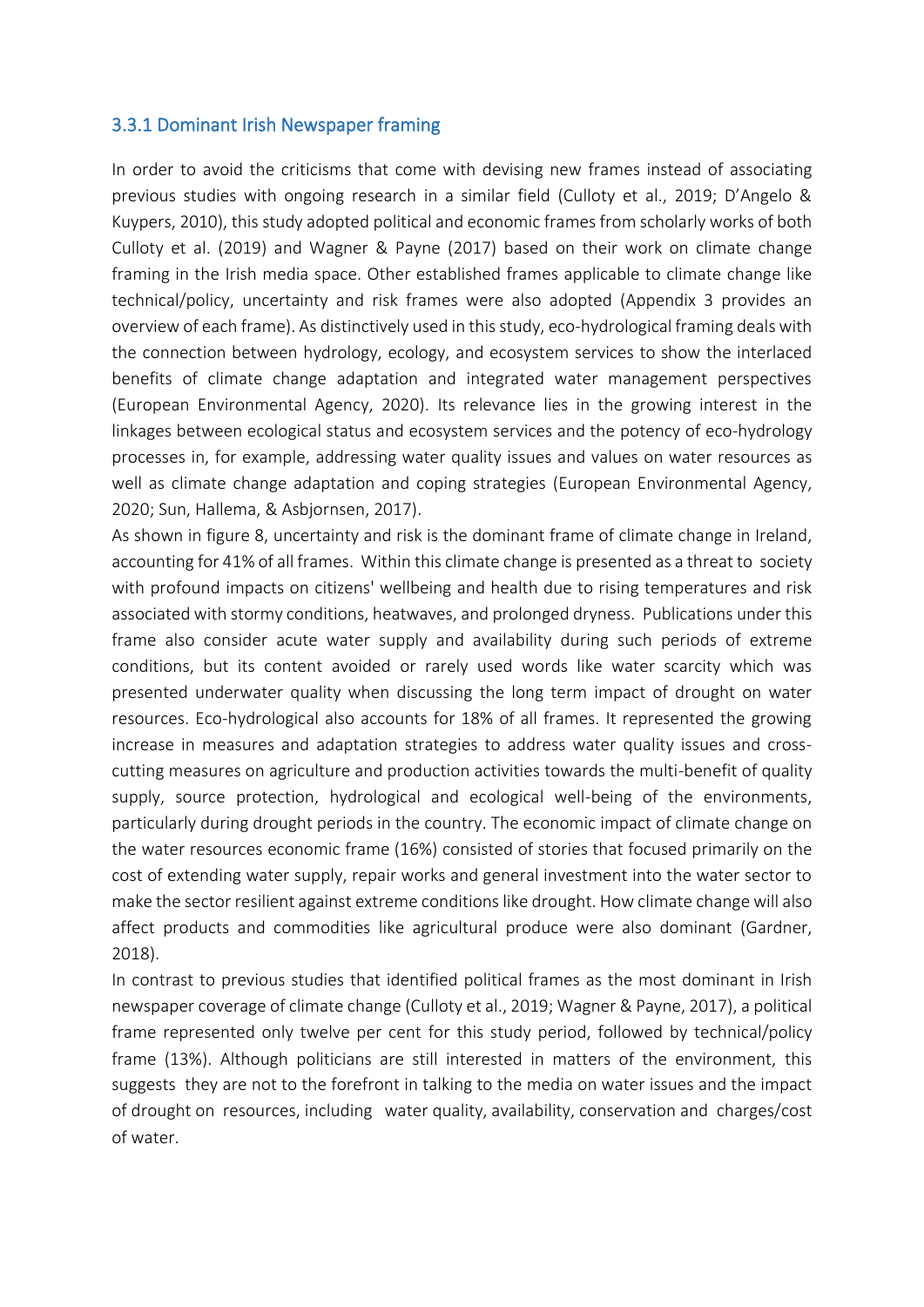### 3.3.1 Dominant Irish Newspaper framing

In order to avoid the criticisms that come with devising new frames instead of associating previous studies with ongoing research in a similar field (Culloty et al., 2019; D'Angelo & Kuypers, 2010), this study adopted political and economic frames from scholarly works of both Culloty et al. (2019) and Wagner & Payne (2017) based on their work on climate change framing in the Irish media space. Other established frames applicable to climate change like technical/policy, uncertainty and risk frames were also adopted (Appendix 3 provides an overview of each frame). As distinctively used in this study, eco-hydrological framing deals with the connection between hydrology, ecology, and ecosystem services to show the interlaced benefits of climate change adaptation and integrated water management perspectives (European Environmental Agency, 2020). Its relevance lies in the growing interest in the linkages between ecological status and ecosystem services and the potency of eco-hydrology processes in, for example, addressing water quality issues and values on water resources as well as climate change adaptation and coping strategies (European Environmental Agency, 2020; Sun, Hallema, & Asbjornsen, 2017).

As shown in figure 8, uncertainty and risk is the dominant frame of climate change in Ireland, accounting for 41% of all frames. Within this climate change is presented as a threat to society with profound impacts on citizens' wellbeing and health due to rising temperatures and risk associated with stormy conditions, heatwaves, and prolonged dryness. Publications under this frame also consider acute water supply and availability during such periods of extreme conditions, but its content avoided or rarely used words like water scarcity which was presented underwater quality when discussing the long term impact of drought on water resources. Eco-hydrological also accounts for 18% of all frames. It represented the growing increase in measures and adaptation strategies to address water quality issues and cross-cutting measures on agriculture and production activities towards the multi-benefit of quality supply, source protection, hydrological and ecological well-being of the environments, particularly during drought periods in the country. The economic impact of climate change on the water resources economic frame (16%) consisted of stories that focused primarily on the cost of extending water supply, repair works and general investment into the water sector to make the sector resilient against extreme conditions like drought. How climate change will also affect products and commodities like agricultural produce were also dominant (Gardner, 2018).

In contrast to previous studies that identified political frames as the most dominant in Irish newspaper coverage of climate change (Culloty et al., 2019; Wagner & Payne, 2017), a political frame represented only twelve per cent for this study period, followed by technical/policy frame (13%). Although politicians are still interested in matters of the environment, this suggests they are not to the forefront in talking to the media on water issues and the impact of drought on resources, including water quality, availability, conservation and charges/cost of water.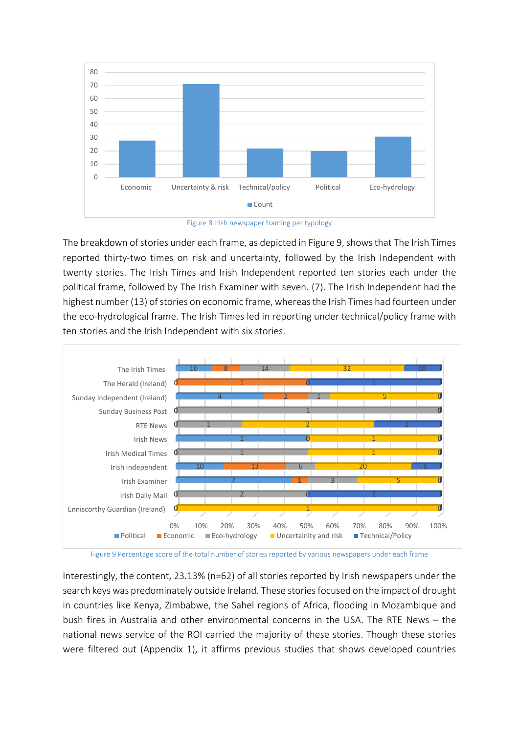Figure 8 Irish newspaper framing per typology

The breakdown of stories under each frame, as depicted in Figure 9, shows that The Irish Times reported thirty-two times on risk and uncertainty, followed by the Irish Independent with twenty stories. The Irish Times and Irish Independent reported ten stories each under the political frame, followed by The Irish Examiner with seven. (7). The Irish Independent had the highest number (13) of stories on economic frame, whereas the Irish Times had fourteen under the eco-hydrological frame. The Irish Times led in reporting under technical/policy frame with ten stories and the Irish Independent with six stories.

Figure 9 Percentage score of the total number of stories reported by various newspapers under each frame

Interestingly, the content, 23.13% (n=62) of all stories reported by Irish newspapers under the search keys was predominately outside Ireland. These stories focused on the impact of drought in countries like Kenya, Zimbabwe, the Sahel regions of Africa, flooding in Mozambique and bush fires in Australia and other environmental concerns in the USA. The RTE News – the national news service of the ROI carried the majority of these stories. Though these stories were filtered out (Appendix 1), it affirms previous studies that shows developed countries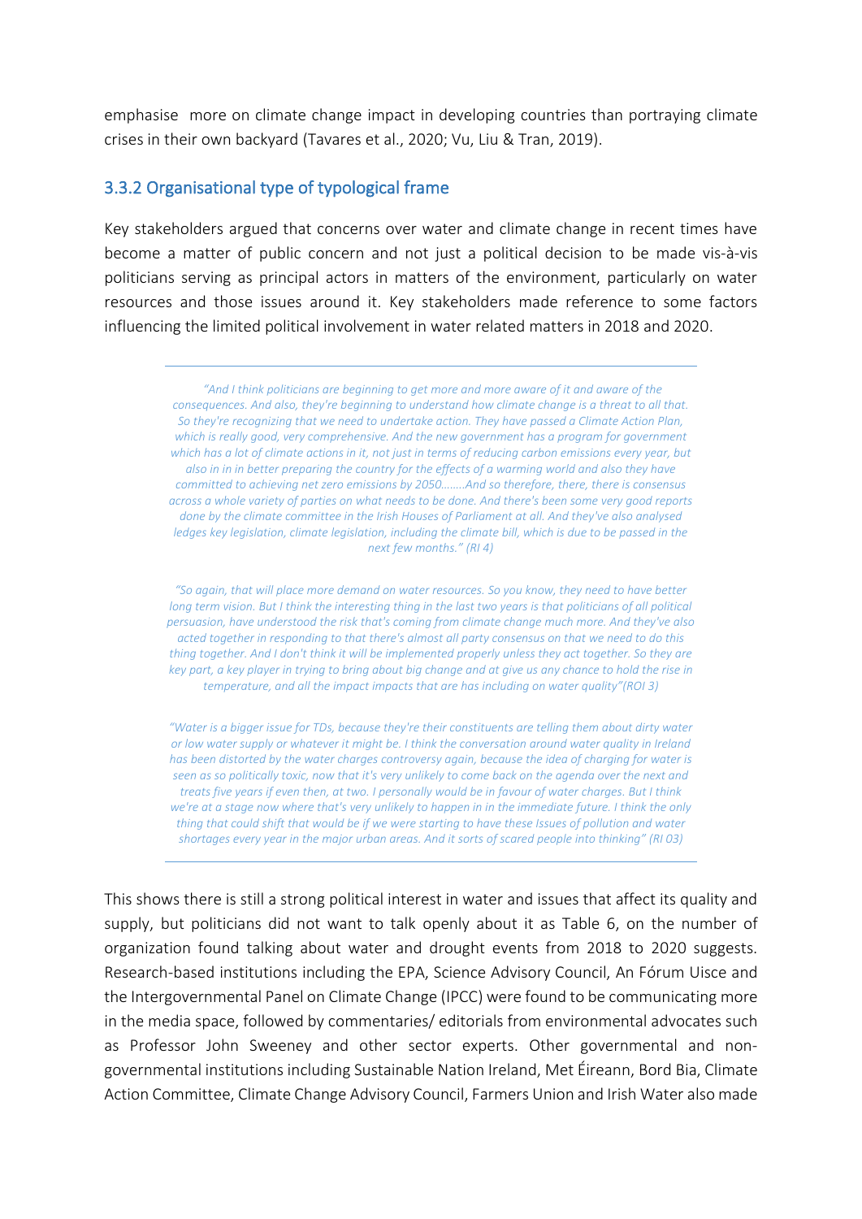emphasise  more on climate change impact in developing countries than portraying climate crises in their own backyard (Tavares et al., 2020; Vu, Liu & Tran, 2019).

### 3.3.2 Organisational type of typological frame

Key stakeholders argued that concerns over water and climate change in recent times have become a matter of public concern and not just a political decision to be made vis-à-vis politicians serving as principal actors in matters of the environment, particularly on water resources and those issues around it. Key stakeholders made reference to some factors influencing the limited political involvement in water related matters in 2018 and 2020.

---

> *"And I think politicians are beginning to get more and more aware of it and aware of the consequences. And also, they're beginning to understand how climate change is a threat to all that. So they're recognizing that we need to undertake action. They have passed a Climate Action Plan, which is really good, very comprehensive. And the new government has a program for government which has a lot of climate actions in it, not just in terms of reducing carbon emissions every year, but also in in in better preparing the country for the effects of a warming world and also they have committed to achieving net zero emissions by 2050........And so therefore, there, there is consensus across a whole variety of parties on what needs to be done. And there's been some very good reports done by the climate committee in the Irish Houses of Parliament at all. And they've also analysed ledges key legislation, climate legislation, including the climate bill, which is due to be passed in the next few months." (RI 4)*

> *"So again, that will place more demand on water resources. So you know, they need to have better long term vision. But I think the interesting thing in the last two years is that politicians of all political persuasion, have understood the risk that's coming from climate change much more. And they've also acted together in responding to that there's almost all party consensus on that we need to do this thing together. And I don't think it will be implemented properly unless they act together. So they are key part, a key player in trying to bring about big change and at give us any chance to hold the rise in temperature, and all the impact impacts that are has including on water quality"(ROI 3)*

> *"Water is a bigger issue for TDs, because they're their constituents are telling them about dirty water or low water supply or whatever it might be. I think the conversation around water quality in Ireland has been distorted by the water charges controversy again, because the idea of charging for water is seen as so politically toxic, now that it's very unlikely to come back on the agenda over the next and treats five years if even then, at two. I personally would be in favour of water charges. But I think we're at a stage now where that's very unlikely to happen in in the immediate future. I think the only thing that could shift that would be if we were starting to have these Issues of pollution and water shortages every year in the major urban areas. And it sorts of scared people into thinking" (RI 03)*

---

This shows there is still a strong political interest in water and issues that affect its quality and supply, but politicians did not want to talk openly about it as Table 6, on the number of organization found talking about water and drought events from 2018 to 2020 suggests. Research-based institutions including the EPA, Science Advisory Council, An Fórum Uisce and the Intergovernmental Panel on Climate Change (IPCC) were found to be communicating more in the media space, followed by commentaries/ editorials from environmental advocates such as Professor John Sweeney and other sector experts. Other governmental and non-governmental institutions including Sustainable Nation Ireland, Met Éireann, Bord Bia, Climate Action Committee, Climate Change Advisory Council, Farmers Union and Irish Water also made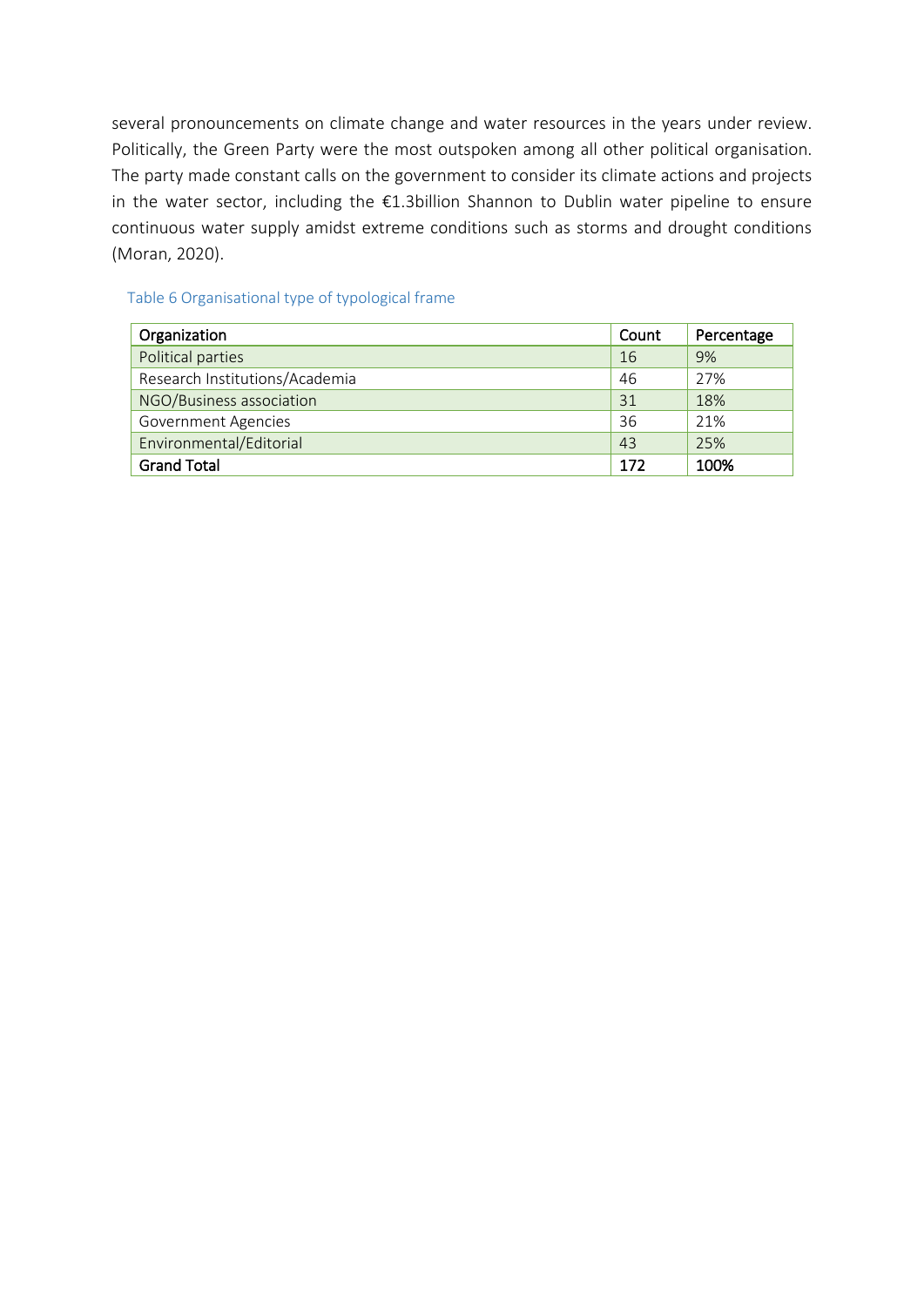several pronouncements on climate change and water resources in the years under review. Politically, the Green Party were the most outspoken among all other political organisation. The party made constant calls on the government to consider its climate actions and projects in the water sector, including the €1.3billion Shannon to Dublin water pipeline to ensure continuous water supply amidst extreme conditions such as storms and drought conditions (Moran, 2020).

Table 6 Organisational type of typological frame

| Organization | Count | Percentage |
|---|---|---|
| Political parties | 16 | 9% |
| Research Institutions/Academia | 46 | 27% |
| NGO/Business association | 31 | 18% |
| Government Agencies | 36 | 21% |
| Environmental/Editorial | 43 | 25% |
| **Grand Total** | **172** | **100%** |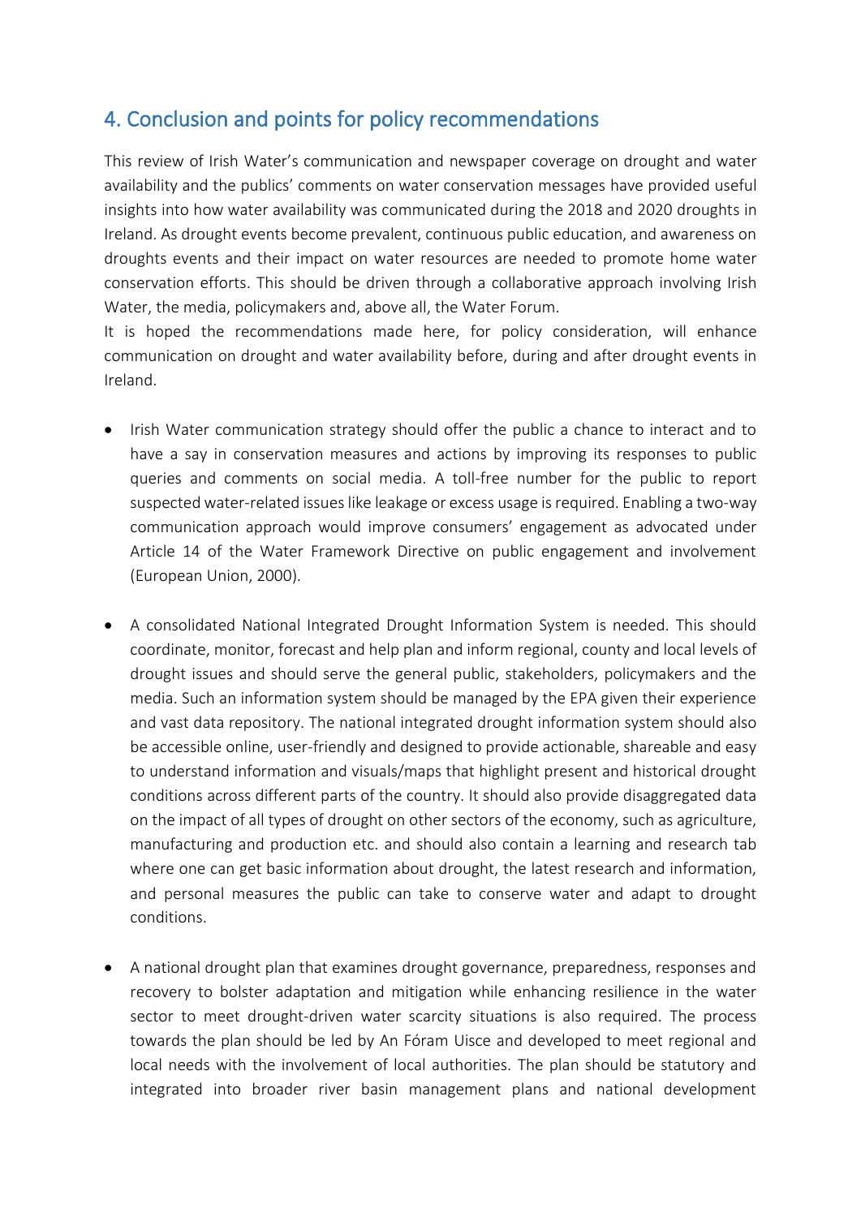## 4. Conclusion and points for policy recommendations

This review of Irish Water's communication and newspaper coverage on drought and water availability and the publics' comments on water conservation messages have provided useful insights into how water availability was communicated during the 2018 and 2020 droughts in Ireland. As drought events become prevalent, continuous public education, and awareness on droughts events and their impact on water resources are needed to promote home water conservation efforts. This should be driven through a collaborative approach involving Irish Water, the media, policymakers and, above all, the Water Forum.

It is hoped the recommendations made here, for policy consideration, will enhance communication on drought and water availability before, during and after drought events in Ireland.

- Irish Water communication strategy should offer the public a chance to interact and to have a say in conservation measures and actions by improving its responses to public queries and comments on social media. A toll-free number for the public to report suspected water-related issues like leakage or excess usage is required. Enabling a two-way communication approach would improve consumers' engagement as advocated under Article 14 of the Water Framework Directive on public engagement and involvement (European Union, 2000).

- A consolidated National Integrated Drought Information System is needed. This should coordinate, monitor, forecast and help plan and inform regional, county and local levels of drought issues and should serve the general public, stakeholders, policymakers and the media. Such an information system should be managed by the EPA given their experience and vast data repository. The national integrated drought information system should also be accessible online, user-friendly and designed to provide actionable, shareable and easy to understand information and visuals/maps that highlight present and historical drought conditions across different parts of the country. It should also provide disaggregated data on the impact of all types of drought on other sectors of the economy, such as agriculture, manufacturing and production etc. and should also contain a learning and research tab where one can get basic information about drought, the latest research and information, and personal measures the public can take to conserve water and adapt to drought conditions.

- A national drought plan that examines drought governance, preparedness, responses and recovery to bolster adaptation and mitigation while enhancing resilience in the water sector to meet drought-driven water scarcity situations is also required. The process towards the plan should be led by An Fóram Uisce and developed to meet regional and local needs with the involvement of local authorities. The plan should be statutory and integrated into broader river basin management plans and national development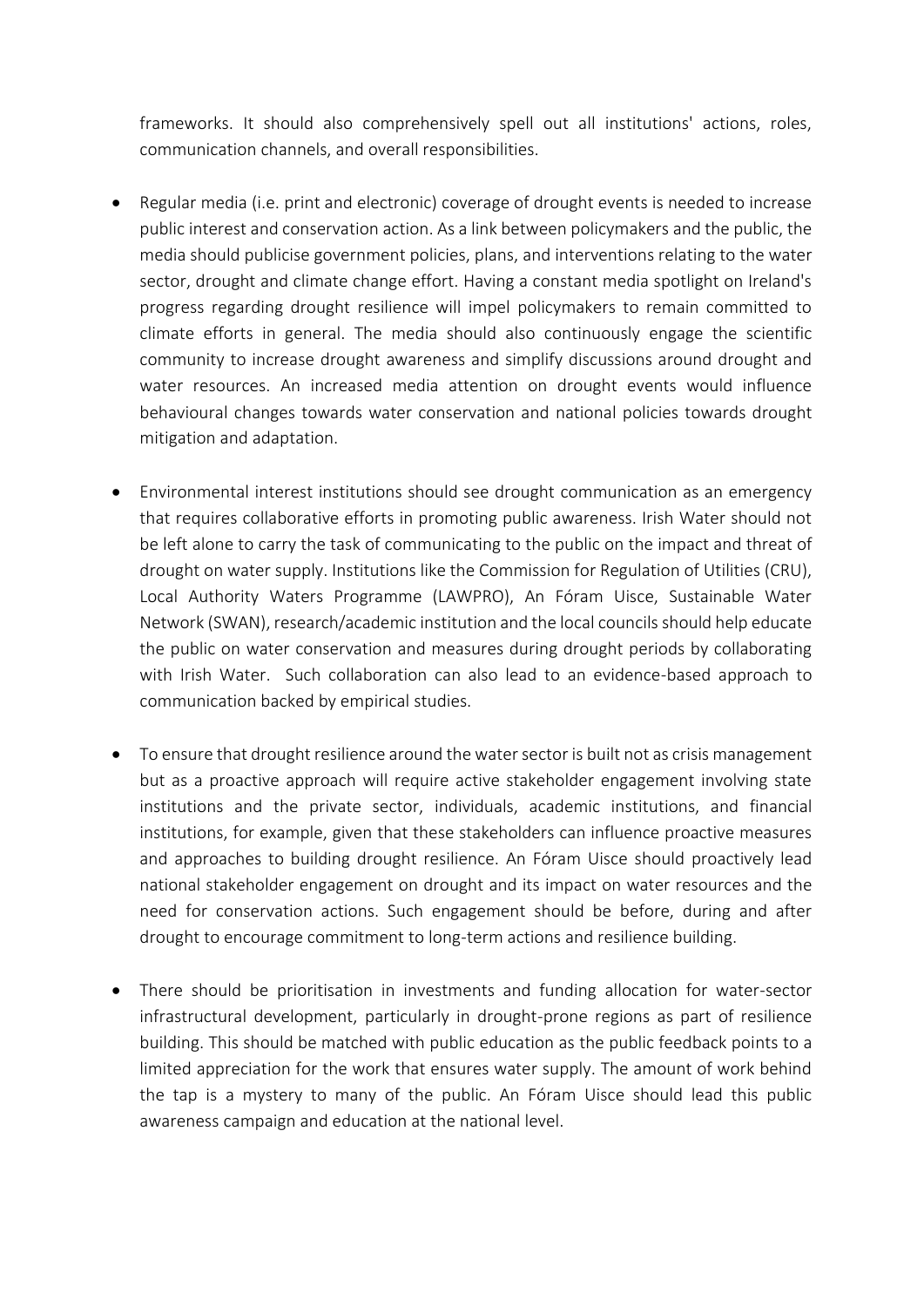frameworks. It should also comprehensively spell out all institutions' actions, roles, communication channels, and overall responsibilities.

- Regular media (i.e. print and electronic) coverage of drought events is needed to increase public interest and conservation action. As a link between policymakers and the public, the media should publicise government policies, plans, and interventions relating to the water sector, drought and climate change effort. Having a constant media spotlight on Ireland's progress regarding drought resilience will impel policymakers to remain committed to climate efforts in general. The media should also continuously engage the scientific community to increase drought awareness and simplify discussions around drought and water resources. An increased media attention on drought events would influence behavioural changes towards water conservation and national policies towards drought mitigation and adaptation.

- Environmental interest institutions should see drought communication as an emergency that requires collaborative efforts in promoting public awareness. Irish Water should not be left alone to carry the task of communicating to the public on the impact and threat of drought on water supply. Institutions like the Commission for Regulation of Utilities (CRU), Local Authority Waters Programme (LAWPRO), An Fóram Uisce, Sustainable Water Network (SWAN), research/academic institution and the local councils should help educate the public on water conservation and measures during drought periods by collaborating with Irish Water. Such collaboration can also lead to an evidence-based approach to communication backed by empirical studies.

- To ensure that drought resilience around the water sector is built not as crisis management but as a proactive approach will require active stakeholder engagement involving state institutions and the private sector, individuals, academic institutions, and financial institutions, for example, given that these stakeholders can influence proactive measures and approaches to building drought resilience. An Fóram Uisce should proactively lead national stakeholder engagement on drought and its impact on water resources and the need for conservation actions. Such engagement should be before, during and after drought to encourage commitment to long-term actions and resilience building.

- There should be prioritisation in investments and funding allocation for water-sector infrastructural development, particularly in drought-prone regions as part of resilience building. This should be matched with public education as the public feedback points to a limited appreciation for the work that ensures water supply. The amount of work behind the tap is a mystery to many of the public. An Fóram Uisce should lead this public awareness campaign and education at the national level.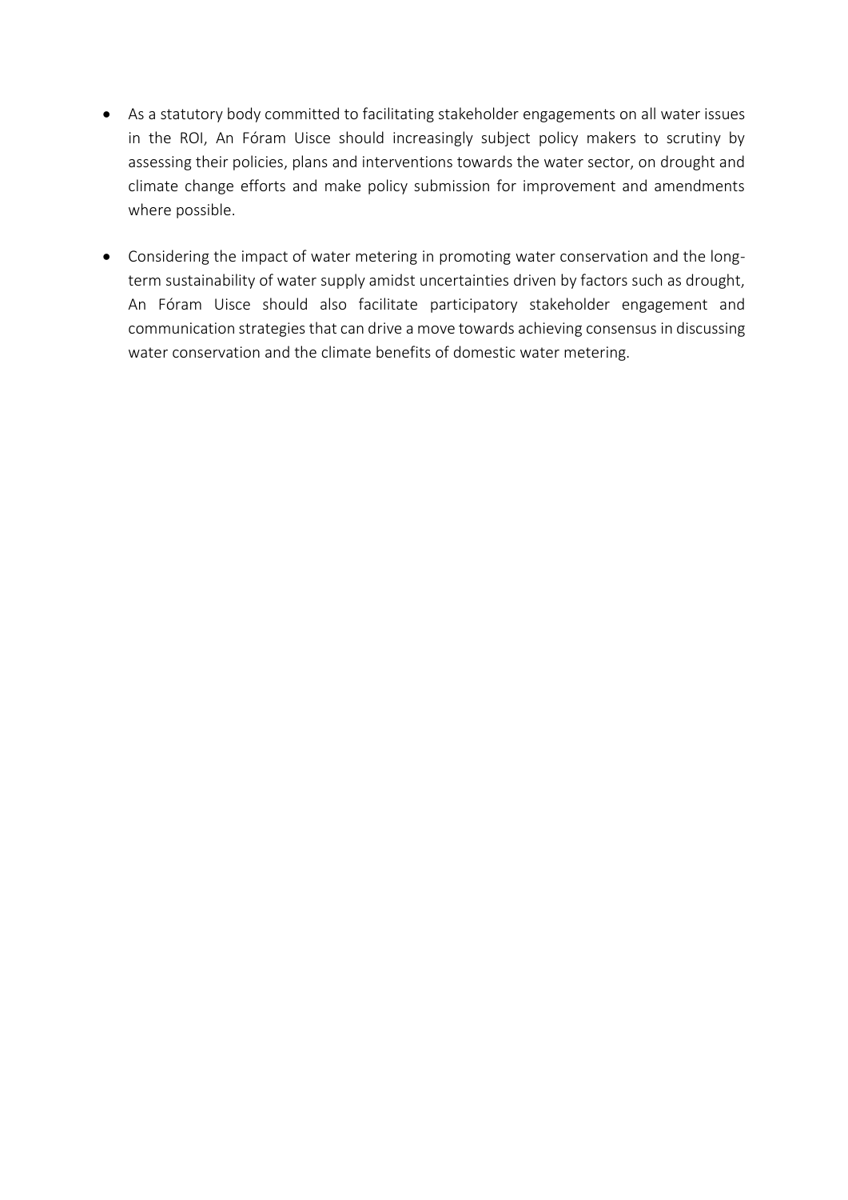- As a statutory body committed to facilitating stakeholder engagements on all water issues in the ROI, An Fóram Uisce should increasingly subject policy makers to scrutiny by assessing their policies, plans and interventions towards the water sector, on drought and climate change efforts and make policy submission for improvement and amendments where possible.

- Considering the impact of water metering in promoting water conservation and the long-term sustainability of water supply amidst uncertainties driven by factors such as drought, An Fóram Uisce should also facilitate participatory stakeholder engagement and communication strategies that can drive a move towards achieving consensus in discussing water conservation and the climate benefits of domestic water metering.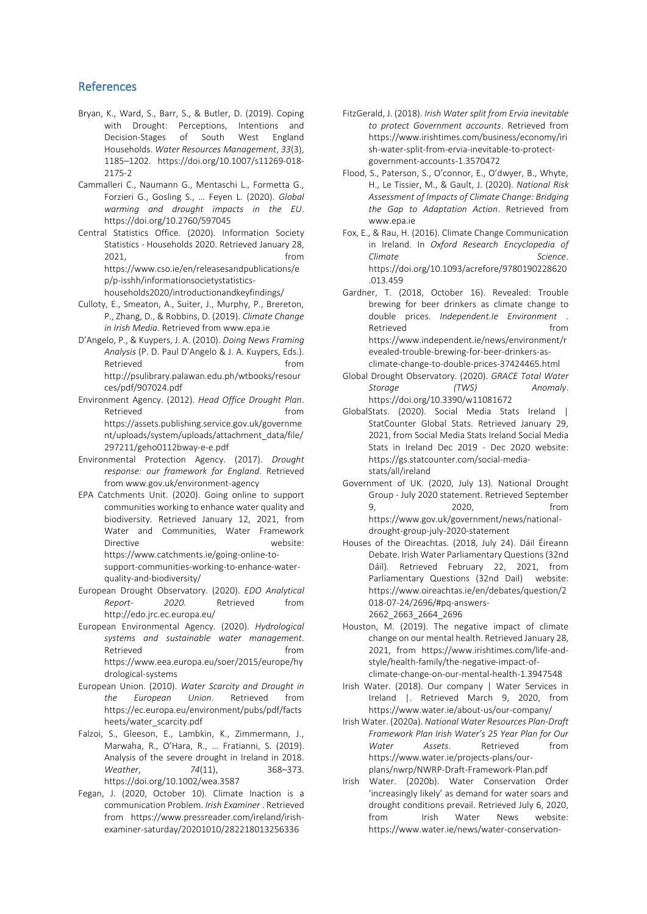## References

Bryan, K., Ward, S., Barr, S., & Butler, D. (2019). Coping with Drought: Perceptions, Intentions and Decision-Stages of South West England Households. *Water Resources Management*, *33*(3), 1185–1202. https://doi.org/10.1007/s11269-018-2175-2

Cammalleri C., Naumann G., Mentaschi L., Formetta G., Forzieri G., Gosling S., … Feyen L. (2020). *Global warming and drought impacts in the EU*. https://doi.org/10.2760/597045

Central Statistics Office. (2020). Information Society Statistics - Households 2020. Retrieved January 28, 2021, from https://www.cso.ie/en/releasesandpublications/ep/p-isshh/informationsocietystatistics-households2020/introductionandkeyfindings/

Culloty, E., Smeaton, A., Suiter, J., Murphy, P., Brereton, P., Zhang, D., & Robbins, D. (2019). *Climate Change in Irish Media*. Retrieved from www.epa.ie

D'Angelo, P., & Kuypers, J. A. (2010). *Doing News Framing Analysis* (P. D. Paul D'Angelo & J. A. Kuypers, Eds.). Retrieved from http://psulibrary.palawan.edu.ph/wtbooks/resources/pdf/907024.pdf

Environment Agency. (2012). *Head Office Drought Plan*. Retrieved from https://assets.publishing.service.gov.uk/government/uploads/system/uploads/attachment_data/file/297211/geho0112bway-e-e.pdf

Environmental Protection Agency. (2017). *Drought response: our framework for England*. Retrieved from www.gov.uk/environment-agency

EPA Catchments Unit. (2020). Going online to support communities working to enhance water quality and biodiversity. Retrieved January 12, 2021, from Water and Communities, Water Framework Directive website: https://www.catchments.ie/going-online-to-support-communities-working-to-enhance-water-quality-and-biodiversity/

European Drought Observatory. (2020). *EDO Analytical Report- 2020*. Retrieved from http://edo.jrc.ec.europa.eu/

European Environmental Agency. (2020). *Hydrological systems and sustainable water management*. Retrieved from https://www.eea.europa.eu/soer/2015/europe/hydrological-systems

European Union. (2010). *Water Scarcity and Drought in the European Union*. Retrieved from https://ec.europa.eu/environment/pubs/pdf/factsheets/water_scarcity.pdf

Falzoi, S., Gleeson, E., Lambkin, K., Zimmermann, J., Marwaha, R., O'Hara, R., … Fratianni, S. (2019). Analysis of the severe drought in Ireland in 2018. *Weather*, *74*(11), 368–373. https://doi.org/10.1002/wea.3587

Fegan, J. (2020, October 10). Climate Inaction is a communication Problem. *Irish Examiner* . Retrieved from https://www.pressreader.com/ireland/irish-examiner-saturday/20201010/282218013256336

FitzGerald, J. (2018). *Irish Water split from Ervia inevitable to protect Government accounts*. Retrieved from https://www.irishtimes.com/business/economy/irish-water-split-from-ervia-inevitable-to-protect-government-accounts-1.3570472

Flood, S., Paterson, S., O'connor, E., O'dwyer, B., Whyte, H., Le Tissier, M., & Gault, J. (2020). *National Risk Assessment of Impacts of Climate Change: Bridging the Gap to Adaptation Action*. Retrieved from www.epa.ie

Fox, E., & Rau, H. (2016). Climate Change Communication in Ireland. In *Oxford Research Encyclopedia of Climate Science*. https://doi.org/10.1093/acrefore/9780190228620.013.459

Gardner, T. (2018, October 16). Revealed: Trouble brewing for beer drinkers as climate change to double prices. *Independent.Ie Environment* . Retrieved from https://www.independent.ie/news/environment/revealed-trouble-brewing-for-beer-drinkers-as-climate-change-to-double-prices-37424465.html

Global Drought Observatory. (2020). *GRACE Total Water Storage (TWS) Anomaly*. https://doi.org/10.3390/w11081672

GlobalStats. (2020). Social Media Stats Ireland | StatCounter Global Stats. Retrieved January 29, 2021, from Social Media Stats Ireland Social Media Stats in Ireland Dec 2019 - Dec 2020 website: https://gs.statcounter.com/social-media-stats/all/ireland

Government of UK. (2020, July 13). National Drought Group - July 2020 statement. Retrieved September 9, 2020, from https://www.gov.uk/government/news/national-drought-group-july-2020-statement

Houses of the Oireachtas. (2018, July 24). Dáil Éireann Debate. Irish Water Parliamentary Questions (32nd Dáil). Retrieved February 22, 2021, from Parliamentary Questions (32nd Dail) website: https://www.oireachtas.ie/en/debates/question/2018-07-24/2696/#pq-answers-2662_2663_2664_2696

Houston, M. (2019). The negative impact of climate change on our mental health. Retrieved January 28, 2021, from https://www.irishtimes.com/life-and-style/health-family/the-negative-impact-of-climate-change-on-our-mental-health-1.3947548

Irish Water. (2018). Our company | Water Services in Ireland |. Retrieved March 9, 2020, from https://www.water.ie/about-us/our-company/

Irish Water. (2020a). *National Water Resources Plan-Draft Framework Plan Irish Water's 25 Year Plan for Our Water Assets*. Retrieved from https://www.water.ie/projects-plans/our-plans/nwrp/NWRP-Draft-Framework-Plan.pdf

Irish Water. (2020b). Water Conservation Order 'increasingly likely' as demand for water soars and drought conditions prevail. Retrieved July 6, 2020, from Irish Water News website: https://www.water.ie/news/water-conservation-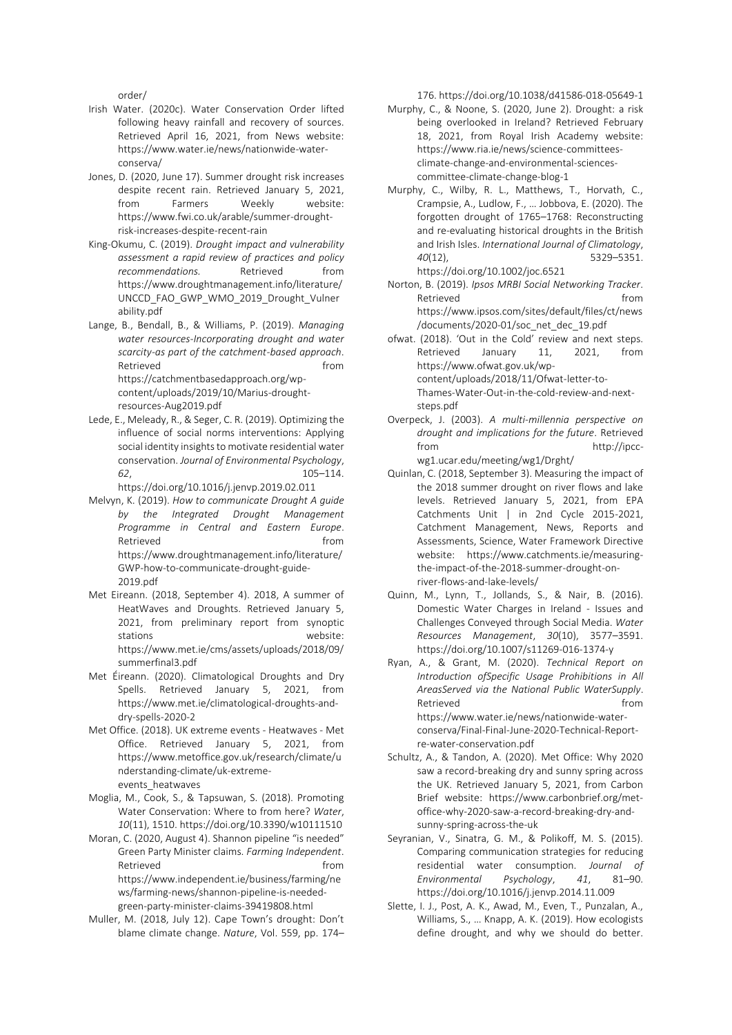order/

Irish Water. (2020c). Water Conservation Order lifted following heavy rainfall and recovery of sources. Retrieved April 16, 2021, from News website: https://www.water.ie/news/nationwide-water-conserva/

Jones, D. (2020, June 17). Summer drought risk increases despite recent rain. Retrieved January 5, 2021, from Farmers Weekly website: https://www.fwi.co.uk/arable/summer-drought-risk-increases-despite-recent-rain

King-Okumu, C. (2019). *Drought impact and vulnerability assessment a rapid review of practices and policy recommendations.* Retrieved from https://www.droughtmanagement.info/literature/UNCCD_FAO_GWP_WMO_2019_Drought_Vulnerability.pdf

Lange, B., Bendall, B., & Williams, P. (2019). *Managing water resources-Incorporating drought and water scarcity-as part of the catchment-based approach*. Retrieved from https://catchmentbasedapproach.org/wp-content/uploads/2019/10/Marius-drought-resources-Aug2019.pdf

Lede, E., Meleady, R., & Seger, C. R. (2019). Optimizing the influence of social norms interventions: Applying social identity insights to motivate residential water conservation. *Journal of Environmental Psychology*, *62*, 105–114. https://doi.org/10.1016/j.jenvp.2019.02.011

Melvyn, K. (2019). *How to communicate Drought A guide by the Integrated Drought Management Programme in Central and Eastern Europe*. Retrieved from https://www.droughtmanagement.info/literature/GWP-how-to-communicate-drought-guide-2019.pdf

Met Eireann. (2018, September 4). 2018, A summer of HeatWaves and Droughts. Retrieved January 5, 2021, from preliminary report from synoptic stations website: https://www.met.ie/cms/assets/uploads/2018/09/summerfinal3.pdf

Met Éireann. (2020). Climatological Droughts and Dry Spells. Retrieved January 5, 2021, from https://www.met.ie/climatological-droughts-and-dry-spells-2020-2

Met Office. (2018). UK extreme events - Heatwaves - Met Office. Retrieved January 5, 2021, from https://www.metoffice.gov.uk/research/climate/understanding-climate/uk-extreme-events_heatwaves

Moglia, M., Cook, S., & Tapsuwan, S. (2018). Promoting Water Conservation: Where to from here? *Water*, *10*(11), 1510. https://doi.org/10.3390/w10111510

Moran, C. (2020, August 4). Shannon pipeline "is needed" Green Party Minister claims. *Farming Independent*. Retrieved from https://www.independent.ie/business/farming/news/farming-news/shannon-pipeline-is-needed-green-party-minister-claims-39419808.html

Muller, M. (2018, July 12). Cape Town's drought: Don't blame climate change. *Nature*, Vol. 559, pp. 174–176. https://doi.org/10.1038/d41586-018-05649-1

Murphy, C., & Noone, S. (2020, June 2). Drought: a risk being overlooked in Ireland? Retrieved February 18, 2021, from Royal Irish Academy website: https://www.ria.ie/news/science-committees-climate-change-and-environmental-sciences-committee-climate-change-blog-1

Murphy, C., Wilby, R. L., Matthews, T., Horvath, C., Crampsie, A., Ludlow, F., … Jobbova, E. (2020). The forgotten drought of 1765–1768: Reconstructing and re-evaluating historical droughts in the British and Irish Isles. *International Journal of Climatology*, *40*(12), 5329–5351. https://doi.org/10.1002/joc.6521

Norton, B. (2019). *Ipsos MRBI Social Networking Tracker*. Retrieved from https://www.ipsos.com/sites/default/files/ct/news/documents/2020-01/soc_net_dec_19.pdf

ofwat. (2018). 'Out in the Cold' review and next steps. Retrieved January 11, 2021, from https://www.ofwat.gov.uk/wp-content/uploads/2018/11/Ofwat-letter-to-Thames-Water-Out-in-the-cold-review-and-next-steps.pdf

Overpeck, J. (2003). *A multi-millennia perspective on drought and implications for the future*. Retrieved from http://ipcc-wg1.ucar.edu/meeting/wg1/Drght/

Quinlan, C. (2018, September 3). Measuring the impact of the 2018 summer drought on river flows and lake levels. Retrieved January 5, 2021, from EPA Catchments Unit | in 2nd Cycle 2015-2021, Catchment Management, News, Reports and Assessments, Science, Water Framework Directive website: https://www.catchments.ie/measuring-the-impact-of-the-2018-summer-drought-on-river-flows-and-lake-levels/

Quinn, M., Lynn, T., Jollands, S., & Nair, B. (2016). Domestic Water Charges in Ireland - Issues and Challenges Conveyed through Social Media. *Water Resources Management*, *30*(10), 3577–3591. https://doi.org/10.1007/s11269-016-1374-y

Ryan, A., & Grant, M. (2020). *Technical Report on Introduction ofSpecific Usage Prohibitions in All AreasServed via the National Public WaterSupply*. Retrieved from https://www.water.ie/news/nationwide-water-conserva/Final-Final-June-2020-Technical-Report-re-water-conservation.pdf

Schultz, A., & Tandon, A. (2020). Met Office: Why 2020 saw a record-breaking dry and sunny spring across the UK. Retrieved January 5, 2021, from Carbon Brief website: https://www.carbonbrief.org/met-office-why-2020-saw-a-record-breaking-dry-and-sunny-spring-across-the-uk

Seyranian, V., Sinatra, G. M., & Polikoff, M. S. (2015). Comparing communication strategies for reducing residential water consumption. *Journal of Environmental Psychology*, *41*, 81–90. https://doi.org/10.1016/j.jenvp.2014.11.009

Slette, I. J., Post, A. K., Awad, M., Even, T., Punzalan, A., Williams, S., … Knapp, A. K. (2019). How ecologists define drought, and why we should do better.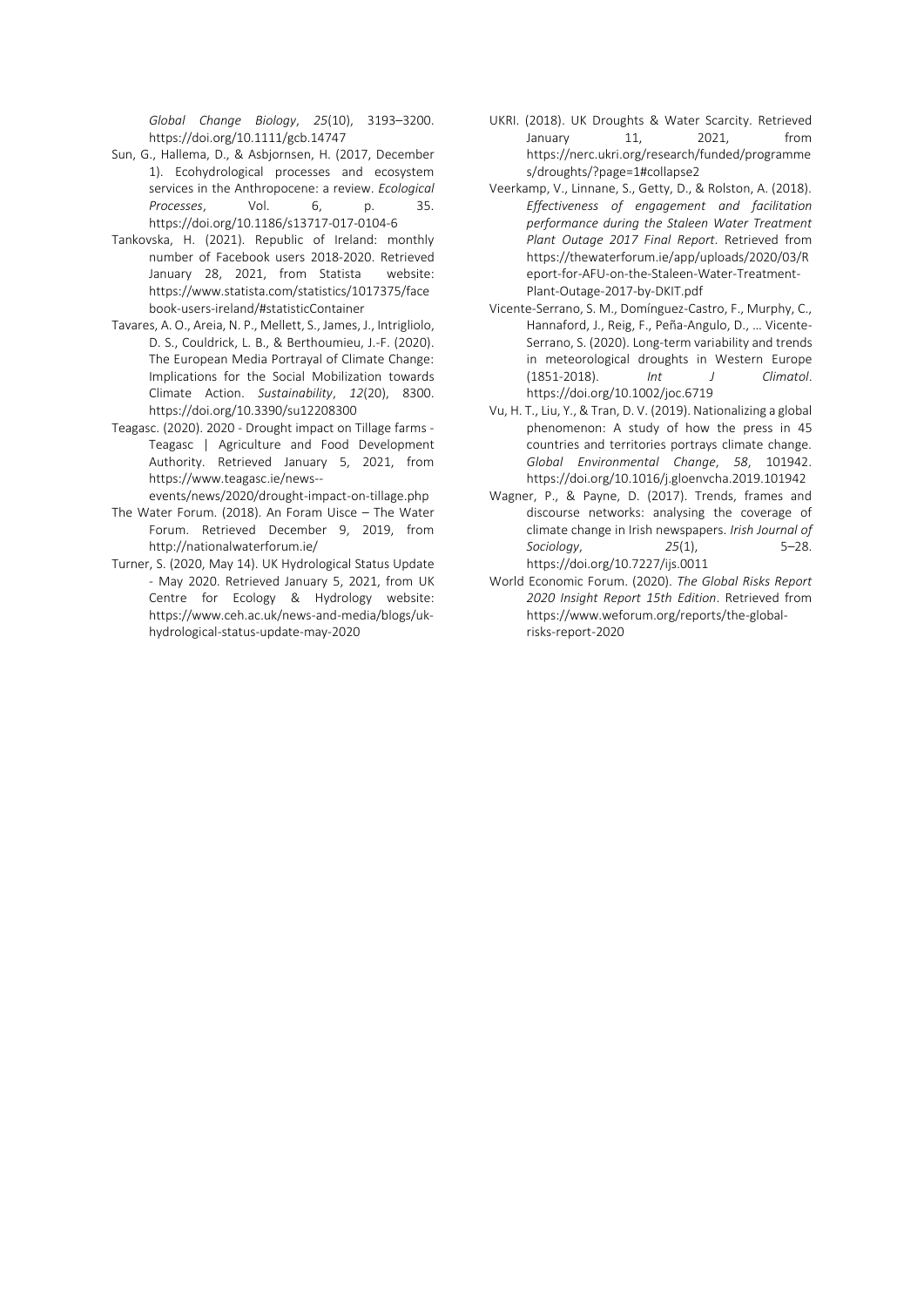*Global Change Biology*, *25*(10), 3193–3200. https://doi.org/10.1111/gcb.14747

Sun, G., Hallema, D., & Asbjornsen, H. (2017, December 1). Ecohydrological processes and ecosystem services in the Anthropocene: a review. *Ecological Processes*, Vol. 6, p. 35. https://doi.org/10.1186/s13717-017-0104-6

Tankovska, H. (2021). Republic of Ireland: monthly number of Facebook users 2018-2020. Retrieved January 28, 2021, from Statista website: https://www.statista.com/statistics/1017375/facebook-users-ireland/#statisticContainer

Tavares, A. O., Areia, N. P., Mellett, S., James, J., Intrigliolo, D. S., Couldrick, L. B., & Berthoumieu, J.-F. (2020). The European Media Portrayal of Climate Change: Implications for the Social Mobilization towards Climate Action. *Sustainability*, *12*(20), 8300. https://doi.org/10.3390/su12208300

Teagasc. (2020). 2020 - Drought impact on Tillage farms - Teagasc | Agriculture and Food Development Authority. Retrieved January 5, 2021, from https://www.teagasc.ie/news--events/news/2020/drought-impact-on-tillage.php

The Water Forum. (2018). An Foram Uisce – The Water Forum. Retrieved December 9, 2019, from http://nationalwaterforum.ie/

Turner, S. (2020, May 14). UK Hydrological Status Update - May 2020. Retrieved January 5, 2021, from UK Centre for Ecology & Hydrology website: https://www.ceh.ac.uk/news-and-media/blogs/uk-hydrological-status-update-may-2020

UKRI. (2018). UK Droughts & Water Scarcity. Retrieved January 11, 2021, from https://nerc.ukri.org/research/funded/programmes/droughts/?page=1#collapse2

Veerkamp, V., Linnane, S., Getty, D., & Rolston, A. (2018). *Effectiveness of engagement and facilitation performance during the Staleen Water Treatment Plant Outage 2017 Final Report*. Retrieved from https://thewaterforum.ie/app/uploads/2020/03/Report-for-AFU-on-the-Staleen-Water-Treatment-Plant-Outage-2017-by-DKIT.pdf

Vicente-Serrano, S. M., Domínguez-Castro, F., Murphy, C., Hannaford, J., Reig, F., Peña-Angulo, D., … Vicente-Serrano, S. (2020). Long-term variability and trends in meteorological droughts in Western Europe (1851-2018). *Int J Climatol*. https://doi.org/10.1002/joc.6719

Vu, H. T., Liu, Y., & Tran, D. V. (2019). Nationalizing a global phenomenon: A study of how the press in 45 countries and territories portrays climate change. *Global Environmental Change*, *58*, 101942. https://doi.org/10.1016/j.gloenvcha.2019.101942

Wagner, P., & Payne, D. (2017). Trends, frames and discourse networks: analysing the coverage of climate change in Irish newspapers. *Irish Journal of Sociology*, *25*(1), 5–28. https://doi.org/10.7227/ijs.0011

World Economic Forum. (2020). *The Global Risks Report 2020 Insight Report 15th Edition*. Retrieved from https://www.weforum.org/reports/the-global-risks-report-2020